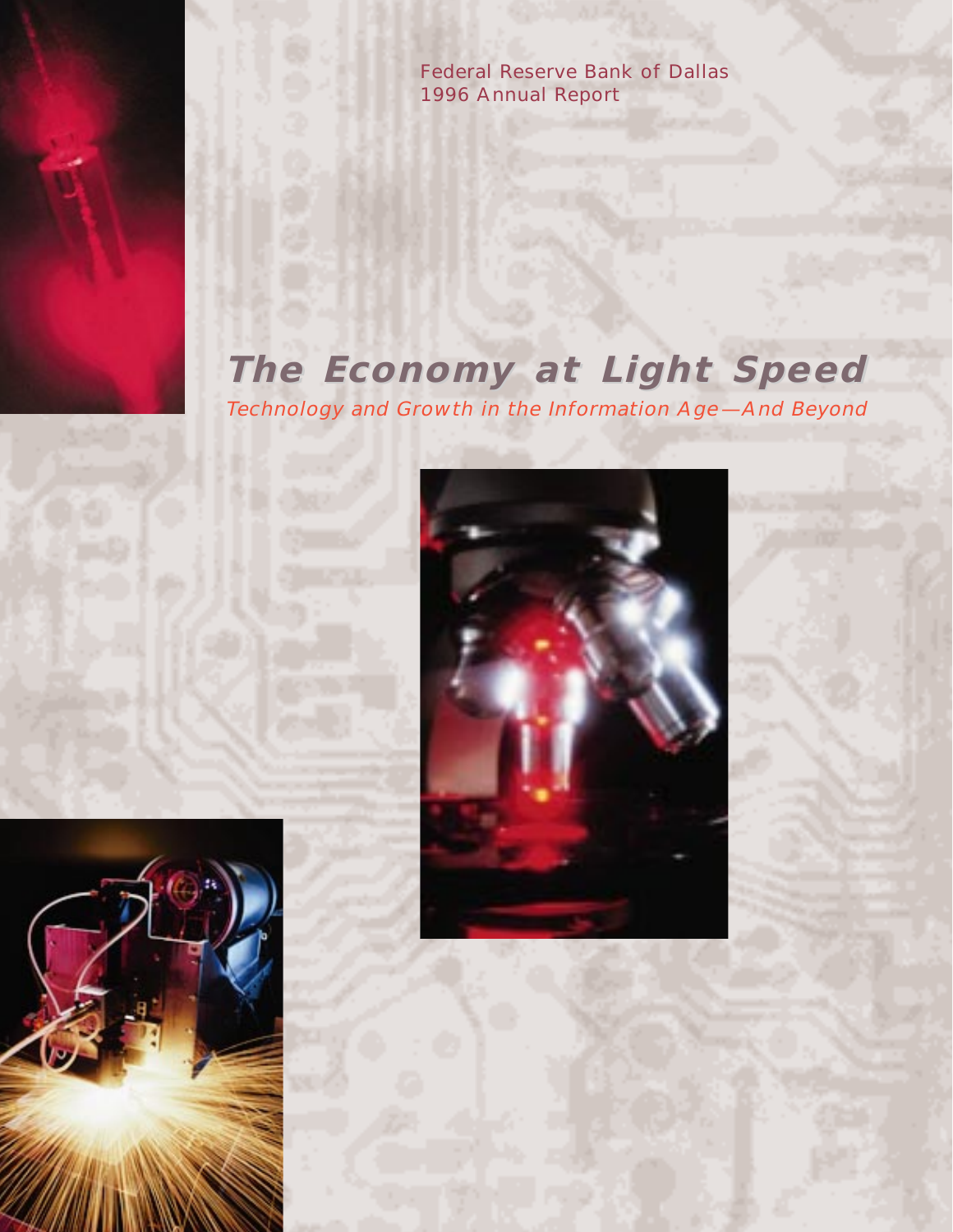Federal Reserve Bank of Dallas
1996 Annual Report

# The Economy at Light Speed

*Technology and Growth in the Information Age—And Beyond*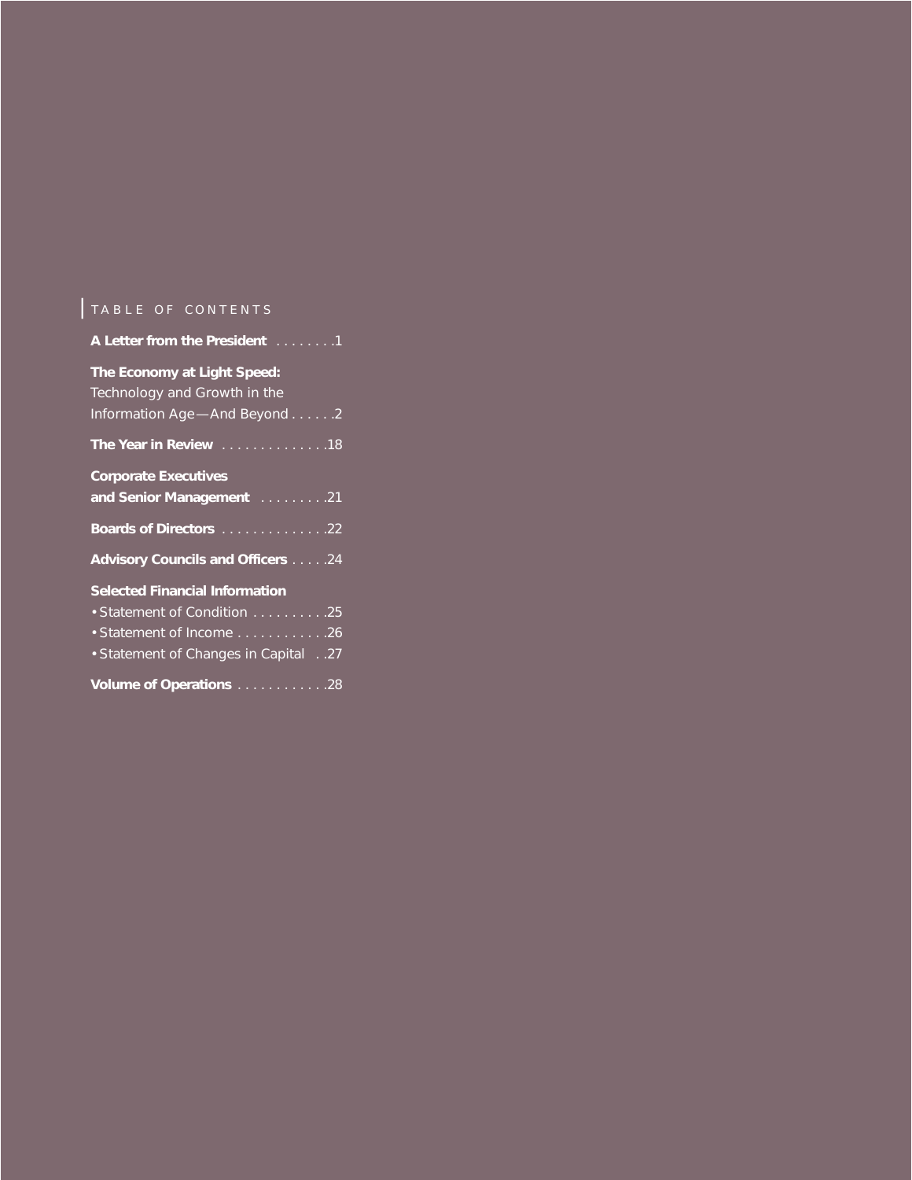## TABLE OF CONTENTS

**A Letter from the President** . . . . . . . .1

**The Economy at Light Speed:**
Technology and Growth in the Information Age—And Beyond . . . . . .2

**The Year in Review** . . . . . . . . . . . . . .18

**Corporate Executives and Senior Management** . . . . . . . . .21

**Boards of Directors** . . . . . . . . . . . . . .22

**Advisory Councils and Officers** . . . . .24

**Selected Financial Information**

- Statement of Condition . . . . . . . . . .25
- Statement of Income . . . . . . . . . . . .26
- Statement of Changes in Capital . .27

**Volume of Operations** . . . . . . . . . . . .28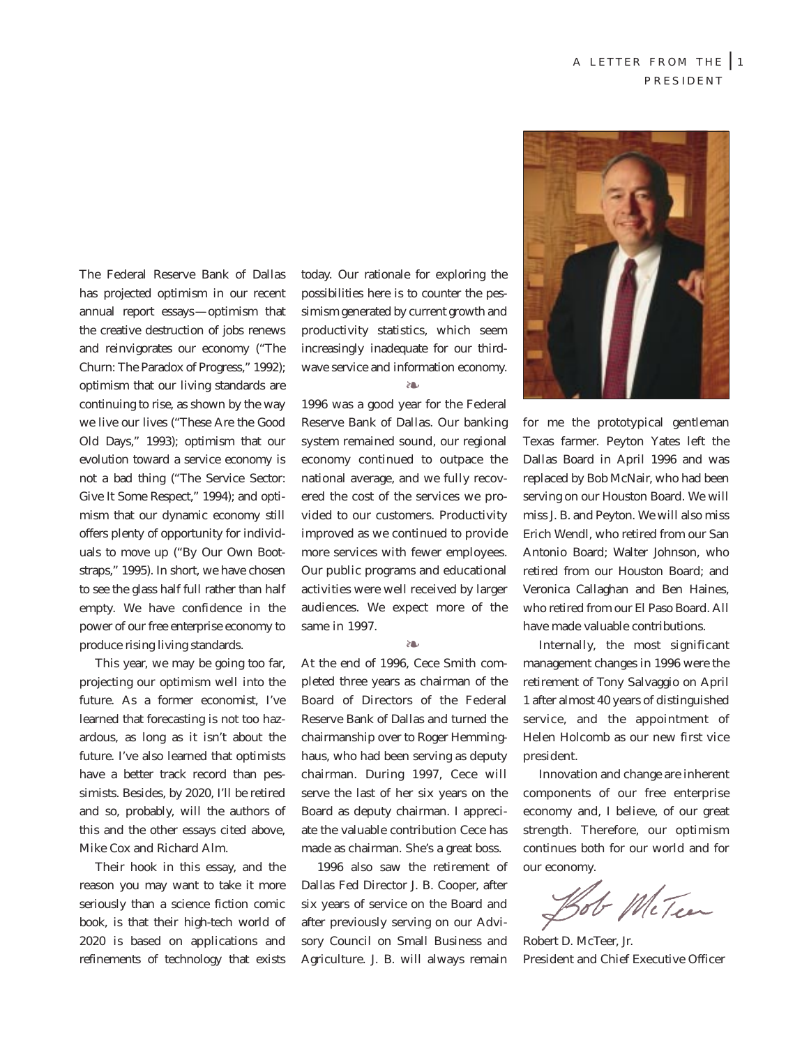# A LETTER FROM THE PRESIDENT

The Federal Reserve Bank of Dallas has projected optimism in our recent annual report essays—optimism that the creative destruction of jobs renews and reinvigorates our economy ("The Churn: The Paradox of Progress," 1992); optimism that our living standards are continuing to rise, as shown by the way we live our lives ("These Are the Good Old Days," 1993); optimism that our evolution toward a service economy is not a bad thing ("The Service Sector: Give It Some Respect," 1994); and optimism that our dynamic economy still offers plenty of opportunity for individuals to move up ("By Our Own Bootstraps," 1995). In short, we have chosen to see the glass half full rather than half empty. We have confidence in the power of our free enterprise economy to produce rising living standards.

This year, we may be going too far, projecting our optimism well into the future. As a former economist, I've learned that forecasting is not too hazardous, as long as it isn't about the future. I've also learned that optimists have a better track record than pessimists. Besides, by 2020, I'll be retired and so, probably, will the authors of this and the other essays cited above, Mike Cox and Richard Alm.

Their hook in this essay, and the reason you may want to take it more seriously than a science fiction comic book, is that their high-tech world of 2020 is based on applications and refinements of technology that exists today. Our rationale for exploring the possibilities here is to counter the pessimism generated by current growth and productivity statistics, which seem increasingly inadequate for our third-wave service and information economy.

❧

1996 was a good year for the Federal Reserve Bank of Dallas. Our banking system remained sound, our regional economy continued to outpace the national average, and we fully recovered the cost of the services we provided to our customers. Productivity improved as we continued to provide more services with fewer employees. Our public programs and educational activities were well received by larger audiences. We expect more of the same in 1997.

❧

At the end of 1996, Cece Smith completed three years as chairman of the Board of Directors of the Federal Reserve Bank of Dallas and turned the chairmanship over to Roger Hemminghaus, who had been serving as deputy chairman. During 1997, Cece will serve the last of her six years on the Board as deputy chairman. I appreciate the valuable contribution Cece has made as chairman. She's a great boss.

1996 also saw the retirement of Dallas Fed Director J. B. Cooper, after six years of service on the Board and after previously serving on our Advisory Council on Small Business and Agriculture. J. B. will always remain for me the prototypical gentleman Texas farmer. Peyton Yates left the Dallas Board in April 1996 and was replaced by Bob McNair, who had been serving on our Houston Board. We will miss J. B. and Peyton. We will also miss Erich Wendl, who retired from our San Antonio Board; Walter Johnson, who retired from our Houston Board; and Veronica Callaghan and Ben Haines, who retired from our El Paso Board. All have made valuable contributions.

Internally, the most significant management changes in 1996 were the retirement of Tony Salvaggio on April 1 after almost 40 years of distinguished service, and the appointment of Helen Holcomb as our new first vice president.

Innovation and change are inherent components of our free enterprise economy and, I believe, of our great strength. Therefore, our optimism continues both for our world and for our economy.

Bob McTeer

Robert D. McTeer, Jr.
President and Chief Executive Officer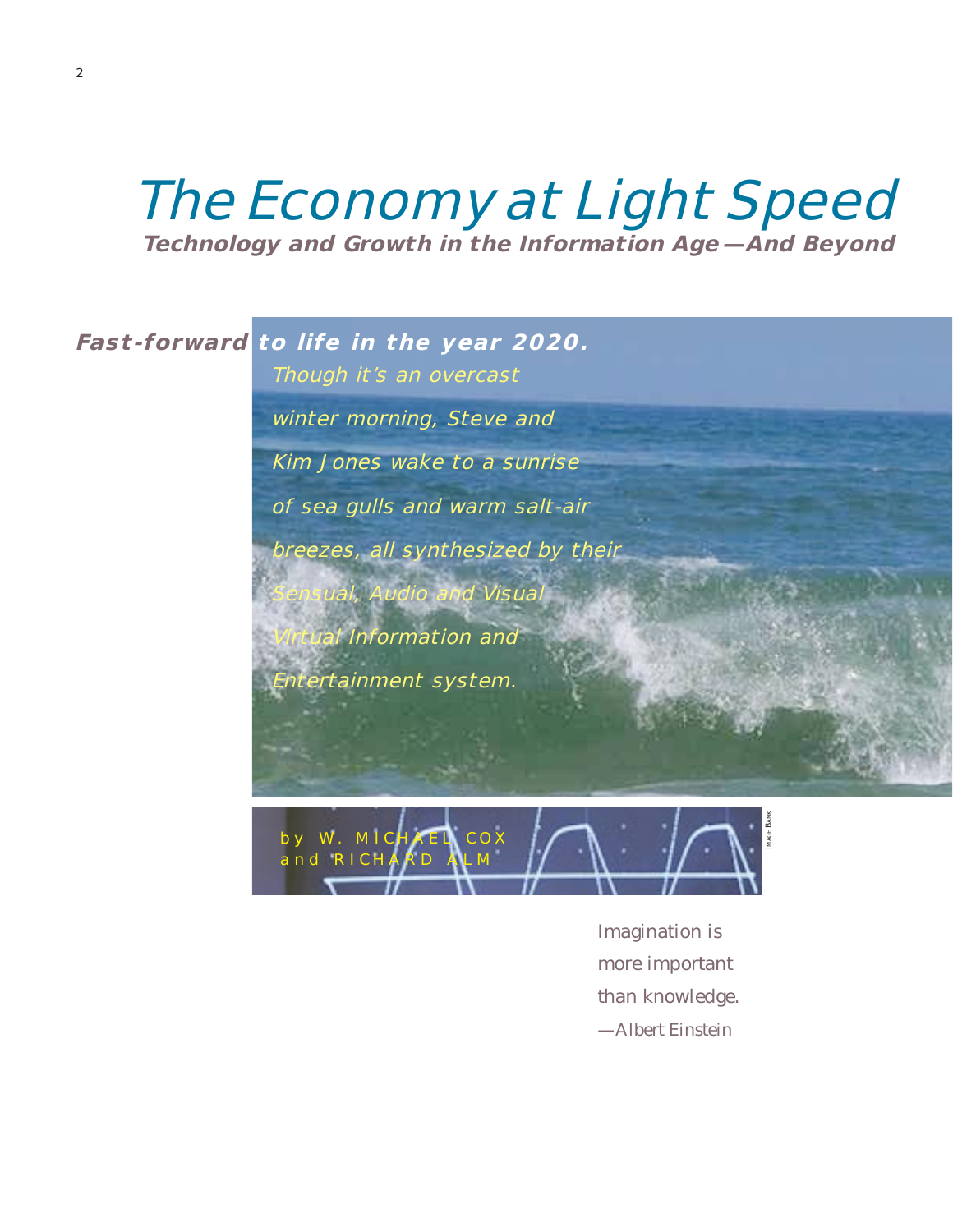# The Economy at Light Speed

## Technology and Growth in the Information Age—And Beyond

***Fast-forward to life in the year 2020.***

*Though it's an overcast winter morning, Steve and Kim Jones wake to a sunrise of sea gulls and warm salt-air breezes, all synthesized by their Sensual, Audio and Visual Virtual Information and Entertainment system.*

by W. MICHAEL COX and RICHARD ALM

Imagination is more important than knowledge.
—*Albert Einstein*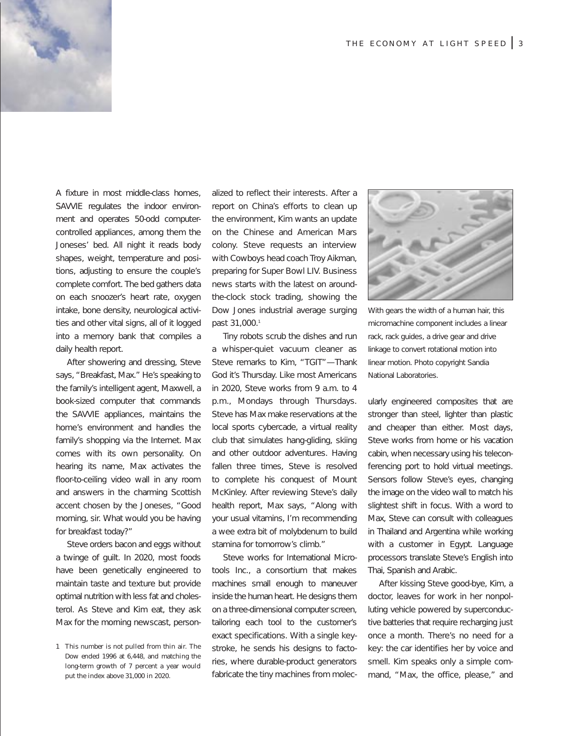A fixture in most middle-class homes, SAVVIE regulates the indoor environment and operates 50-odd computer-controlled appliances, among them the Joneses' bed. All night it reads body shapes, weight, temperature and positions, adjusting to ensure the couple's complete comfort. The bed gathers data on each snoozer's heart rate, oxygen intake, bone density, neurological activities and other vital signs, all of it logged into a memory bank that compiles a daily health report.

After showering and dressing, Steve says, "Breakfast, Max." He's speaking to the family's intelligent agent, Maxwell, a book-sized computer that commands the SAVVIE appliances, maintains the home's environment and handles the family's shopping via the Internet. Max comes with its own personality. On hearing its name, Max activates the floor-to-ceiling video wall in any room and answers in the charming Scottish accent chosen by the Joneses, "Good morning, sir. What would you be having for breakfast today?"

Steve orders bacon and eggs without a twinge of guilt. In 2020, most foods have been genetically engineered to maintain taste and texture but provide optimal nutrition with less fat and cholesterol. As Steve and Kim eat, they ask Max for the morning newscast, personalized to reflect their interests. After a report on China's efforts to clean up the environment, Kim wants an update on the Chinese and American Mars colony. Steve requests an interview with Cowboys head coach Troy Aikman, preparing for Super Bowl LIV. Business news starts with the latest on around-the-clock stock trading, showing the Dow Jones industrial average surging past 31,000.[1]

Tiny robots scrub the dishes and run a whisper-quiet vacuum cleaner as Steve remarks to Kim, "TGIT"—Thank God it's Thursday. Like most Americans in 2020, Steve works from 9 a.m. to 4 p.m., Mondays through Thursdays. Steve has Max make reservations at the local sports cybercade, a virtual reality club that simulates hang-gliding, skiing and other outdoor adventures. Having fallen three times, Steve is resolved to complete his conquest of Mount McKinley. After reviewing Steve's daily health report, Max says, "Along with your usual vitamins, I'm recommending a wee extra bit of molybdenum to build stamina for tomorrow's climb."

Steve works for International Microtools Inc., a consortium that makes machines small enough to maneuver inside the human heart. He designs them on a three-dimensional computer screen, tailoring each tool to the customer's exact specifications. With a single keystroke, he sends his designs to factories, where durable-product generators fabricate the tiny machines from molecularly engineered composites that are stronger than steel, lighter than plastic and cheaper than either. Most days, Steve works from home or his vacation cabin, when necessary using his teleconferencing port to hold virtual meetings. Sensors follow Steve's eyes, changing the image on the video wall to match his slightest shift in focus. With a word to Max, Steve can consult with colleagues in Thailand and Argentina while working with a customer in Egypt. Language processors translate Steve's English into Thai, Spanish and Arabic.

With gears the width of a human hair, this micromachine component includes a linear rack, rack guides, a drive gear and drive linkage to convert rotational motion into linear motion. Photo copyright Sandia National Laboratories.

After kissing Steve good-bye, Kim, a doctor, leaves for work in her nonpolluting vehicle powered by superconductive batteries that require recharging just once a month. There's no need for a key: the car identifies her by voice and smell. Kim speaks only a simple command, "Max, the office, please," and

1 This number is not pulled from thin air. The Dow ended 1996 at 6,448, and matching the long-term growth of 7 percent a year would put the index above 31,000 in 2020.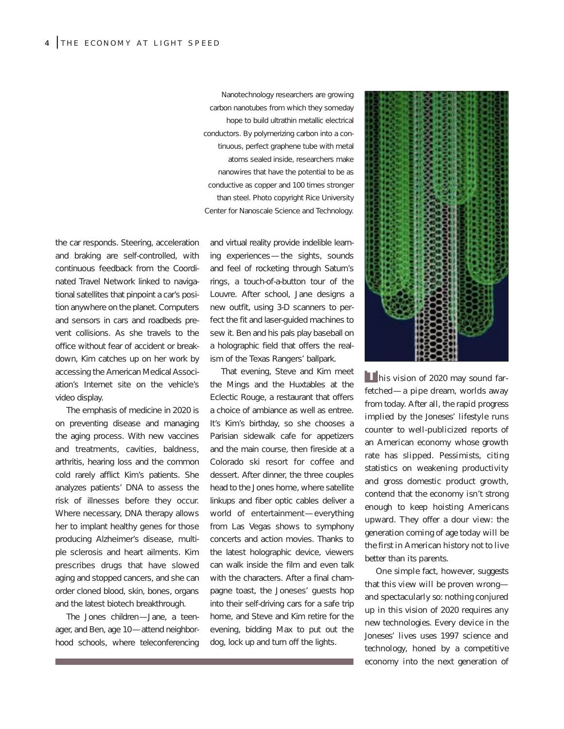Nanotechnology researchers are growing carbon nanotubes from which they someday hope to build ultrathin metallic electrical conductors. By polymerizing carbon into a continuous, perfect graphene tube with metal atoms sealed inside, researchers make nanowires that have the potential to be as conductive as copper and 100 times stronger than steel. Photo copyright Rice University Center for Nanoscale Science and Technology.

the car responds. Steering, acceleration and braking are self-controlled, with continuous feedback from the Coordinated Travel Network linked to navigational satellites that pinpoint a car's position anywhere on the planet. Computers and sensors in cars and roadbeds prevent collisions. As she travels to the office without fear of accident or breakdown, Kim catches up on her work by accessing the American Medical Association's Internet site on the vehicle's video display.

The emphasis of medicine in 2020 is on preventing disease and managing the aging process. With new vaccines and treatments, cavities, baldness, arthritis, hearing loss and the common cold rarely afflict Kim's patients. She analyzes patients' DNA to assess the risk of illnesses before they occur. Where necessary, DNA therapy allows her to implant healthy genes for those producing Alzheimer's disease, multiple sclerosis and heart ailments. Kim prescribes drugs that have slowed aging and stopped cancers, and she can order cloned blood, skin, bones, organs and the latest biotech breakthrough.

The Jones children—Jane, a teenager, and Ben, age 10—attend neighborhood schools, where teleconferencing and virtual reality provide indelible learning experiences—the sights, sounds and feel of rocketing through Saturn's rings, a touch-of-a-button tour of the Louvre. After school, Jane designs a new outfit, using 3-D scanners to perfect the fit and laser-guided machines to sew it. Ben and his pals play baseball on a holographic field that offers the realism of the Texas Rangers' ballpark.

That evening, Steve and Kim meet the Mings and the Huxtables at the Eclectic Rouge, a restaurant that offers a choice of ambiance as well as entree. It's Kim's birthday, so she chooses a Parisian sidewalk cafe for appetizers and the main course, then fireside at a Colorado ski resort for coffee and dessert. After dinner, the three couples head to the Jones home, where satellite linkups and fiber optic cables deliver a world of entertainment—everything from Las Vegas shows to symphony concerts and action movies. Thanks to the latest holographic device, viewers can walk inside the film and even talk with the characters. After a final champagne toast, the Joneses' guests hop into their self-driving cars for a safe trip home, and Steve and Kim retire for the evening, bidding Max to put out the dog, lock up and turn off the lights.

This vision of 2020 may sound far-fetched—a pipe dream, worlds away from today. After all, the rapid progress implied by the Joneses' lifestyle runs counter to well-publicized reports of an American economy whose growth rate has slipped. Pessimists, citing statistics on weakening productivity and gross domestic product growth, contend that the economy isn't strong enough to keep hoisting Americans upward. They offer a dour view: the generation coming of age today will be the first in American history not to live better than its parents.

One simple fact, however, suggests that this view will be proven wrong—and spectacularly so: nothing conjured up in this vision of 2020 requires any new technologies. Every device in the Joneses' lives uses 1997 science and technology, honed by a competitive economy into the next generation of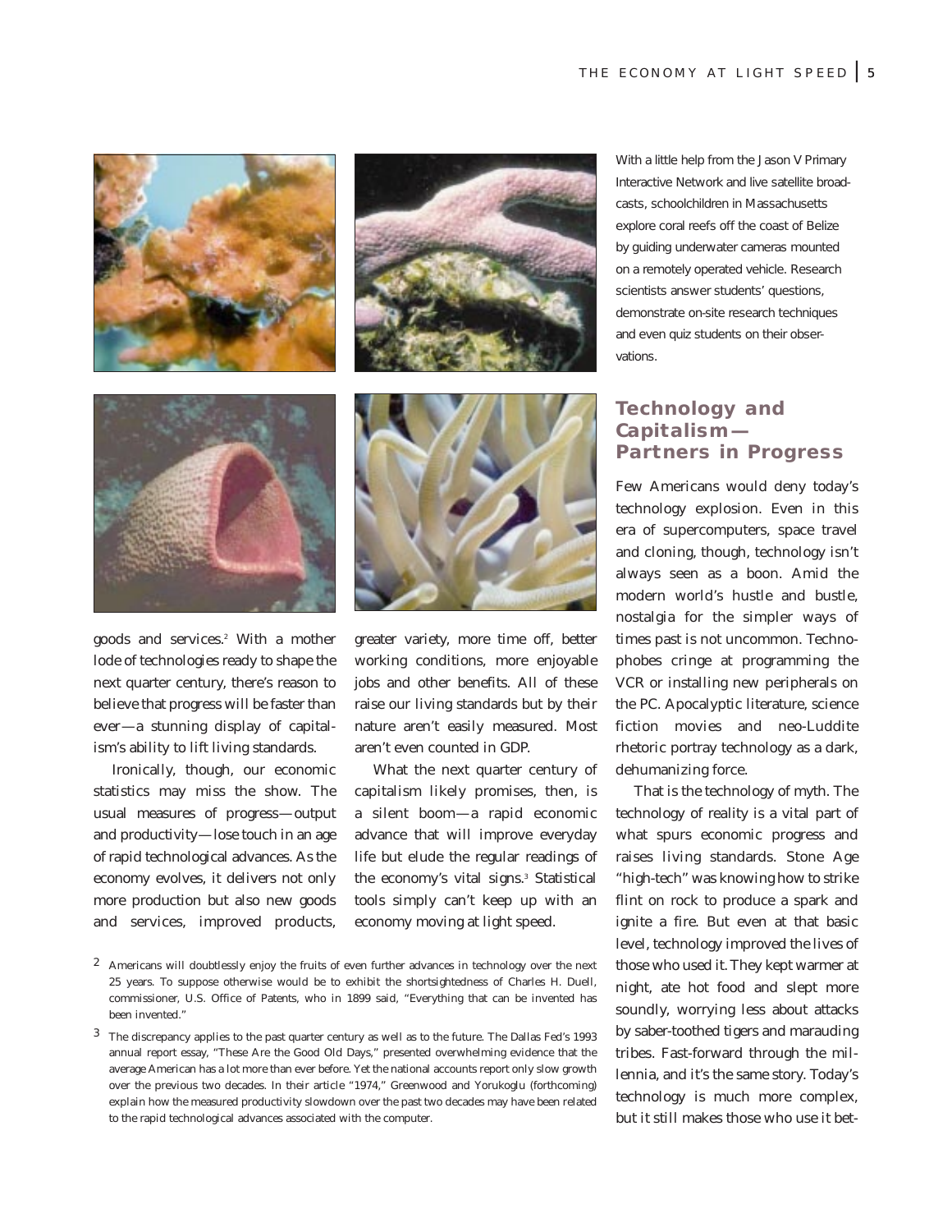With a little help from the Jason V Primary Interactive Network and live satellite broadcasts, schoolchildren in Massachusetts explore coral reefs off the coast of Belize by guiding underwater cameras mounted on a remotely operated vehicle. Research scientists answer students' questions, demonstrate on-site research techniques and even quiz students on their observations.

goods and services.[2] With a mother lode of technologies ready to shape the next quarter century, there's reason to believe that progress will be faster than ever—a stunning display of capitalism's ability to lift living standards.

Ironically, though, our economic statistics may miss the show. The usual measures of progress—output and productivity—lose touch in an age of rapid technological advances. As the economy evolves, it delivers not only more production but also new goods and services, improved products, greater variety, more time off, better working conditions, more enjoyable jobs and other benefits. All of these raise our living standards but by their nature aren't easily measured. Most aren't even counted in GDP.

What the next quarter century of capitalism likely promises, then, is a silent boom—a rapid economic advance that will improve everyday life but elude the regular readings of the economy's vital signs.[3] Statistical tools simply can't keep up with an economy moving at light speed.

## Technology and Capitalism—Partners in Progress

Few Americans would deny today's technology explosion. Even in this era of supercomputers, space travel and cloning, though, technology isn't always seen as a boon. Amid the modern world's hustle and bustle, nostalgia for the simpler ways of times past is not uncommon. Technophobes cringe at programming the VCR or installing new peripherals on the PC. Apocalyptic literature, science fiction movies and neo-Luddite rhetoric portray technology as a dark, dehumanizing force.

That is the technology of myth. The technology of reality is a vital part of what spurs economic progress and raises living standards. Stone Age "high-tech" was knowing how to strike flint on rock to produce a spark and ignite a fire. But even at that basic level, technology improved the lives of those who used it. They kept warmer at night, ate hot food and slept more soundly, worrying less about attacks by saber-toothed tigers and marauding tribes. Fast-forward through the millennia, and it's the same story. Today's technology is much more complex, but it still makes those who use it bet-

[2] Americans will doubtlessly enjoy the fruits of even further advances in technology over the next 25 years. To suppose otherwise would be to exhibit the shortsightedness of Charles H. Duell, commissioner, U.S. Office of Patents, who in 1899 said, "Everything that can be invented has been invented."

[3] The discrepancy applies to the past quarter century as well as to the future. The Dallas Fed's 1993 annual report essay, "These Are the Good Old Days," presented overwhelming evidence that the average American has a lot more than ever before. Yet the national accounts report only slow growth over the previous two decades. In their article "1974," Greenwood and Yorukoglu (forthcoming) explain how the measured productivity slowdown over the past two decades may have been related to the rapid technological advances associated with the computer.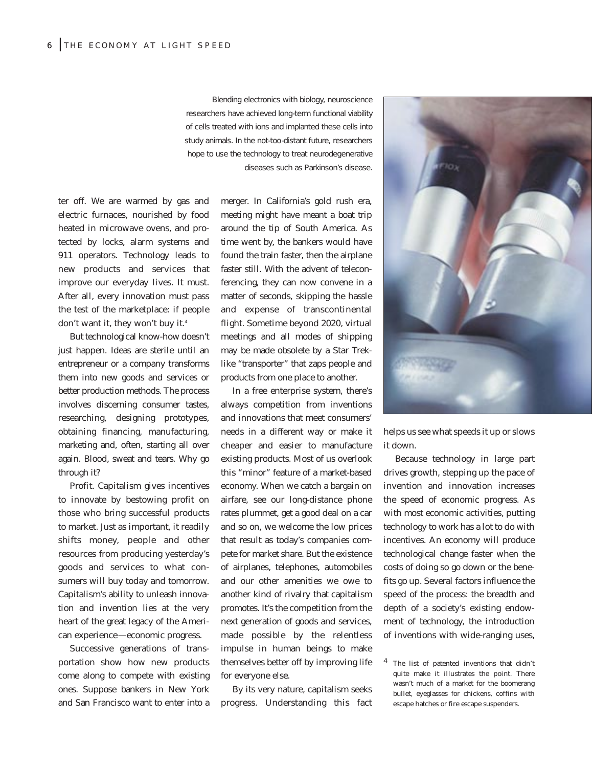Blending electronics with biology, neuroscience researchers have achieved long-term functional viability of cells treated with ions and implanted these cells into study animals. In the not-too-distant future, researchers hope to use the technology to treat neurodegenerative diseases such as Parkinson's disease.

ter off. We are warmed by gas and electric furnaces, nourished by food heated in microwave ovens, and protected by locks, alarm systems and 911 operators. Technology leads to new products and services that improve our everyday lives. It must. After all, every innovation must pass the test of the marketplace: if people don't want it, they won't buy it.[4]

But technological know-how doesn't just happen. Ideas are sterile until an entrepreneur or a company transforms them into new goods and services or better production methods. The process involves discerning consumer tastes, researching, designing prototypes, obtaining financing, manufacturing, marketing and, often, starting all over again. Blood, sweat and tears. Why go through it?

Profit. Capitalism gives incentives to innovate by bestowing profit on those who bring successful products to market. Just as important, it readily shifts money, people and other resources from producing yesterday's goods and services to what consumers will buy today and tomorrow. Capitalism's ability to unleash innovation and invention lies at the very heart of the great legacy of the American experience—economic progress.

Successive generations of transportation show how new products come along to compete with existing ones. Suppose bankers in New York and San Francisco want to enter into a merger. In California's gold rush era, meeting might have meant a boat trip around the tip of South America. As time went by, the bankers would have found the train faster, then the airplane faster still. With the advent of teleconferencing, they can now convene in a matter of seconds, skipping the hassle and expense of transcontinental flight. Sometime beyond 2020, virtual meetings and all modes of shipping may be made obsolete by a Star Trek-like "transporter" that zaps people and products from one place to another.

In a free enterprise system, there's always competition from inventions and innovations that meet consumers' needs in a different way or make it cheaper and easier to manufacture existing products. Most of us overlook this "minor" feature of a market-based economy. When we catch a bargain on airfare, see our long-distance phone rates plummet, get a good deal on a car and so on, we welcome the low prices that result as today's companies compete for market share. But the existence of airplanes, telephones, automobiles and our other amenities we owe to another kind of rivalry that capitalism promotes. It's the competition from the next generation of goods and services, made possible by the relentless impulse in human beings to make themselves better off by improving life for everyone else.

By its very nature, capitalism seeks progress. Understanding this fact helps us see what speeds it up or slows it down.

Because technology in large part drives growth, stepping up the pace of invention and innovation increases the speed of economic progress. As with most economic activities, putting technology to work has a lot to do with incentives. An economy will produce technological change faster when the costs of doing so go down or the benefits go up. Several factors influence the speed of the process: the breadth and depth of a society's existing endowment of technology, the introduction of inventions with wide-ranging uses,

[4] The list of patented inventions that didn't quite make it illustrates the point. There wasn't much of a market for the boomerang bullet, eyeglasses for chickens, coffins with escape hatches or fire escape suspenders.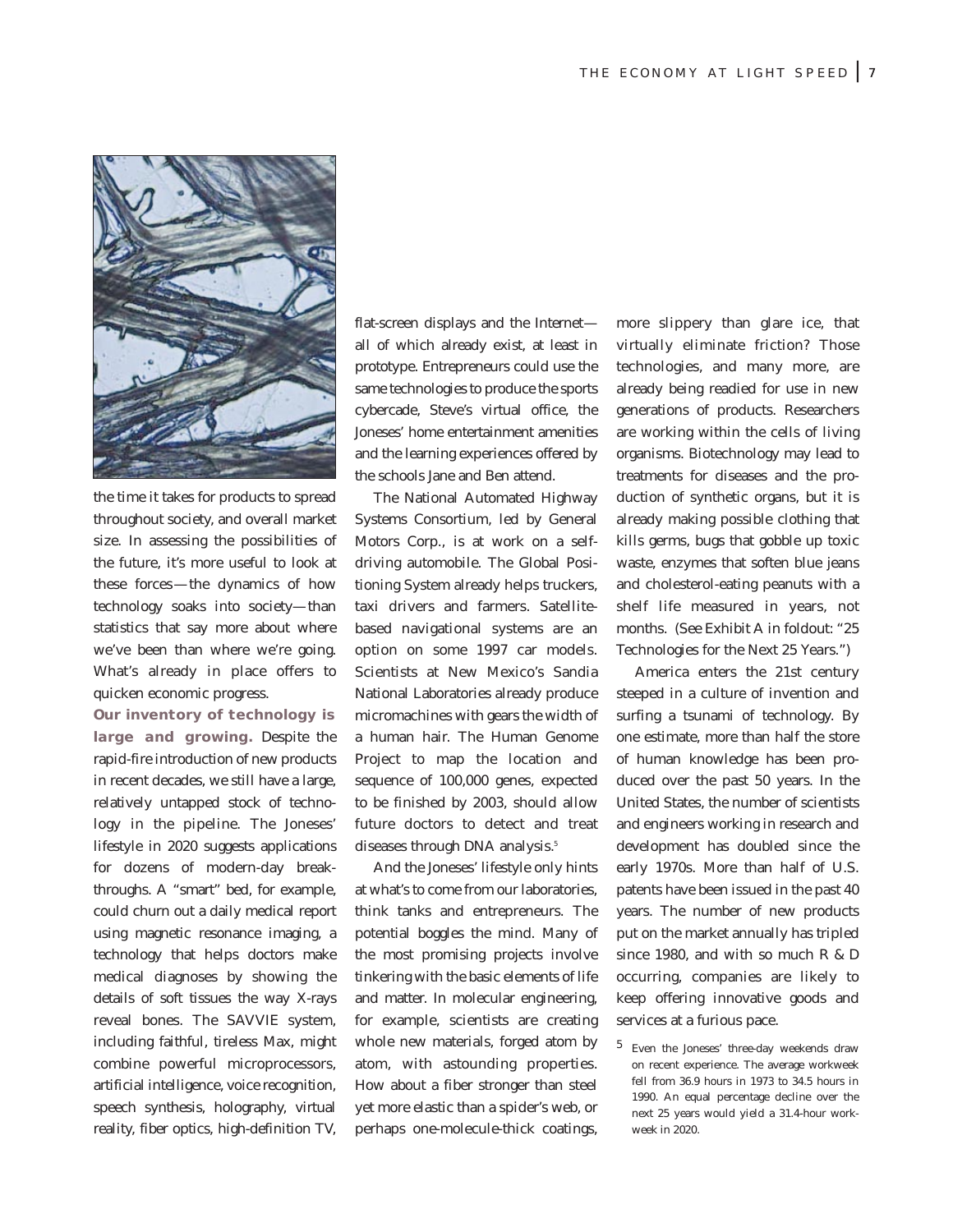the time it takes for products to spread throughout society, and overall market size. In assessing the possibilities of the future, it's more useful to look at these forces—the dynamics of how technology soaks into society—than statistics that say more about where we've been than where we're going. What's already in place offers to quicken economic progress.

**Our inventory of technology is large and growing.** Despite the rapid-fire introduction of new products in recent decades, we still have a large, relatively untapped stock of technology in the pipeline. The Joneses' lifestyle in 2020 suggests applications for dozens of modern-day breakthroughs. A "smart" bed, for example, could churn out a daily medical report using magnetic resonance imaging, a technology that helps doctors make medical diagnoses by showing the details of soft tissues the way X-rays reveal bones. The SAVVIE system, including faithful, tireless Max, might combine powerful microprocessors, artificial intelligence, voice recognition, speech synthesis, holography, virtual reality, fiber optics, high-definition TV, flat-screen displays and the Internet—all of which already exist, at least in prototype. Entrepreneurs could use the same technologies to produce the sports cybercade, Steve's virtual office, the Joneses' home entertainment amenities and the learning experiences offered by the schools Jane and Ben attend.

The National Automated Highway Systems Consortium, led by General Motors Corp., is at work on a self-driving automobile. The Global Positioning System already helps truckers, taxi drivers and farmers. Satellite-based navigational systems are an option on some 1997 car models. Scientists at New Mexico's Sandia National Laboratories already produce micromachines with gears the width of a human hair. The Human Genome Project to map the location and sequence of 100,000 genes, expected to be finished by 2003, should allow future doctors to detect and treat diseases through DNA analysis.[5]

And the Joneses' lifestyle only hints at what's to come from our laboratories, think tanks and entrepreneurs. The potential boggles the mind. Many of the most promising projects involve tinkering with the basic elements of life and matter. In molecular engineering, for example, scientists are creating whole new materials, forged atom by atom, with astounding properties. How about a fiber stronger than steel yet more elastic than a spider's web, or perhaps one-molecule-thick coatings, more slippery than glare ice, that virtually eliminate friction? Those technologies, and many more, are already being readied for use in new generations of products. Researchers are working within the cells of living organisms. Biotechnology may lead to treatments for diseases and the production of synthetic organs, but it is already making possible clothing that kills germs, bugs that gobble up toxic waste, enzymes that soften blue jeans and cholesterol-eating peanuts with a shelf life measured in years, not months. (See Exhibit A in foldout: "25 Technologies for the Next 25 Years.")

America enters the 21st century steeped in a culture of invention and surfing a tsunami of technology. By one estimate, more than half the store of human knowledge has been produced over the past 50 years. In the United States, the number of scientists and engineers working in research and development has doubled since the early 1970s. More than half of U.S. patents have been issued in the past 40 years. The number of new products put on the market annually has tripled since 1980, and with so much R & D occurring, companies are likely to keep offering innovative goods and services at a furious pace.

[5] Even the Joneses' three-day weekends draw on recent experience. The average workweek fell from 36.9 hours in 1973 to 34.5 hours in 1990. An equal percentage decline over the next 25 years would yield a 31.4-hour workweek in 2020.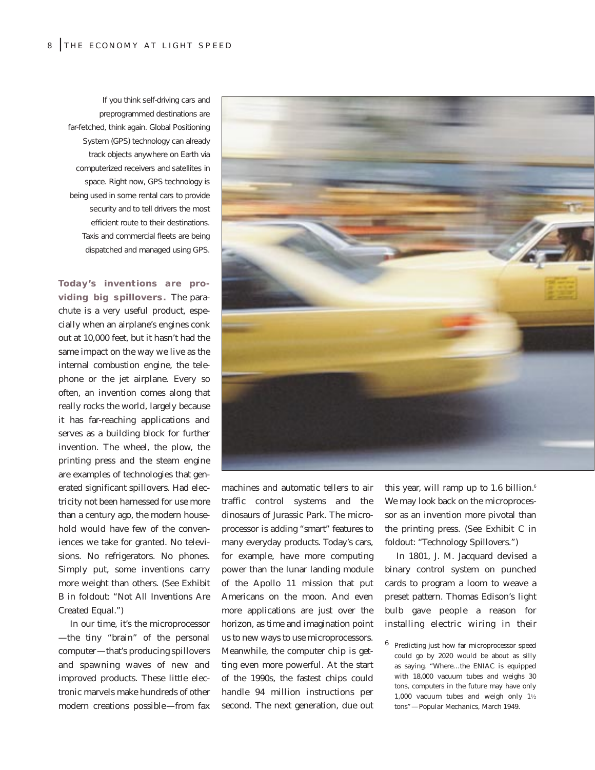If you think self-driving cars and preprogrammed destinations are far-fetched, think again. Global Positioning System (GPS) technology can already track objects anywhere on Earth via computerized receivers and satellites in space. Right now, GPS technology is being used in some rental cars to provide security and to tell drivers the most efficient route to their destinations. Taxis and commercial fleets are being dispatched and managed using GPS.

**Today's inventions are providing big spillovers.** The parachute is a very useful product, especially when an airplane's engines conk out at 10,000 feet, but it hasn't had the same impact on the way we live as the internal combustion engine, the telephone or the jet airplane. Every so often, an invention comes along that really rocks the world, largely because it has far-reaching applications and serves as a building block for further invention. The wheel, the plow, the printing press and the steam engine are examples of technologies that generated significant spillovers. Had electricity not been harnessed for use more than a century ago, the modern household would have few of the conveniences we take for granted. No televisions. No refrigerators. No phones. Simply put, some inventions carry more weight than others. (See Exhibit B in foldout: "Not All Inventions Are Created Equal.")

In our time, it's the microprocessor—the tiny "brain" of the personal computer—that's producing spillovers and spawning waves of new and improved products. These little electronic marvels make hundreds of other modern creations possible—from fax machines and automatic tellers to air traffic control systems and the dinosaurs of Jurassic Park. The microprocessor is adding "smart" features to many everyday products. Today's cars, for example, have more computing power than the lunar landing module of the Apollo 11 mission that put Americans on the moon. And even more applications are just over the horizon, as time and imagination point us to new ways to use microprocessors. Meanwhile, the computer chip is getting even more powerful. At the start of the 1990s, the fastest chips could handle 94 million instructions per second. The next generation, due out this year, will ramp up to 1.6 billion.[6] We may look back on the microprocessor as an invention more pivotal than the printing press. (See Exhibit C in foldout: "Technology Spillovers.")

In 1801, J. M. Jacquard devised a binary control system on punched cards to program a loom to weave a preset pattern. Thomas Edison's light bulb gave people a reason for installing electric wiring in their

[6] Predicting just how far microprocessor speed could go by 2020 would be about as silly as saying, "Where…the ENIAC is equipped with 18,000 vacuum tubes and weighs 30 tons, computers in the future may have only 1,000 vacuum tubes and weigh only 1½ tons"—Popular Mechanics, March 1949.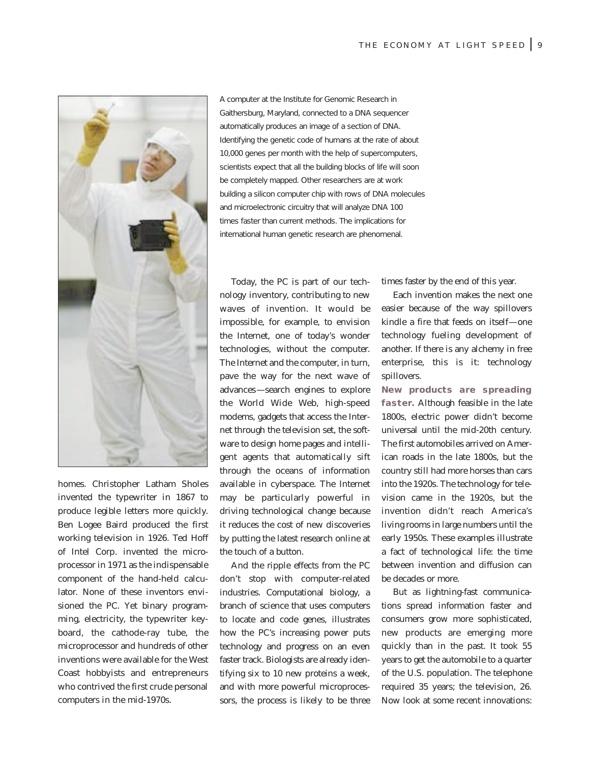A computer at the Institute for Genomic Research in Gaithersburg, Maryland, connected to a DNA sequencer automatically produces an image of a section of DNA. Identifying the genetic code of humans at the rate of about 10,000 genes per month with the help of supercomputers, scientists expect that all the building blocks of life will soon be completely mapped. Other researchers are at work building a silicon computer chip with rows of DNA molecules and microelectronic circuitry that will analyze DNA 100 times faster than current methods. The implications for international human genetic research are phenomenal.

homes. Christopher Latham Sholes invented the typewriter in 1867 to produce legible letters more quickly. Ben Logee Baird produced the first working television in 1926. Ted Hoff of Intel Corp. invented the microprocessor in 1971 as the indispensable component of the hand-held calculator. None of these inventors envisioned the PC. Yet binary programming, electricity, the typewriter keyboard, the cathode-ray tube, the microprocessor and hundreds of other inventions were available for the West Coast hobbyists and entrepreneurs who contrived the first crude personal computers in the mid-1970s.

Today, the PC is part of our technology inventory, contributing to new waves of invention. It would be impossible, for example, to envision the Internet, one of today's wonder technologies, without the computer. The Internet and the computer, in turn, pave the way for the next wave of advances—search engines to explore the World Wide Web, high-speed modems, gadgets that access the Internet through the television set, the software to design home pages and intelligent agents that automatically sift through the oceans of information available in cyberspace. The Internet may be particularly powerful in driving technological change because it reduces the cost of new discoveries by putting the latest research online at the touch of a button.

And the ripple effects from the PC don't stop with computer-related industries. Computational biology, a branch of science that uses computers to locate and code genes, illustrates how the PC's increasing power puts technology and progress on an even faster track. Biologists are already identifying six to 10 new proteins a week, and with more powerful microprocessors, the process is likely to be three times faster by the end of this year.

Each invention makes the next one easier because of the way spillovers kindle a fire that feeds on itself—one technology fueling development of another. If there is any alchemy in free enterprise, this is it: technology spillovers.

**New products are spreading faster.** Although feasible in the late 1800s, electric power didn't become universal until the mid-20th century. The first automobiles arrived on American roads in the late 1800s, but the country still had more horses than cars into the 1920s. The technology for television came in the 1920s, but the invention didn't reach America's living rooms in large numbers until the early 1950s. These examples illustrate a fact of technological life: the time between invention and diffusion can be decades or more.

But as lightning-fast communications spread information faster and consumers grow more sophisticated, new products are emerging more quickly than in the past. It took 55 years to get the automobile to a quarter of the U.S. population. The telephone required 35 years; the television, 26. Now look at some recent innovations: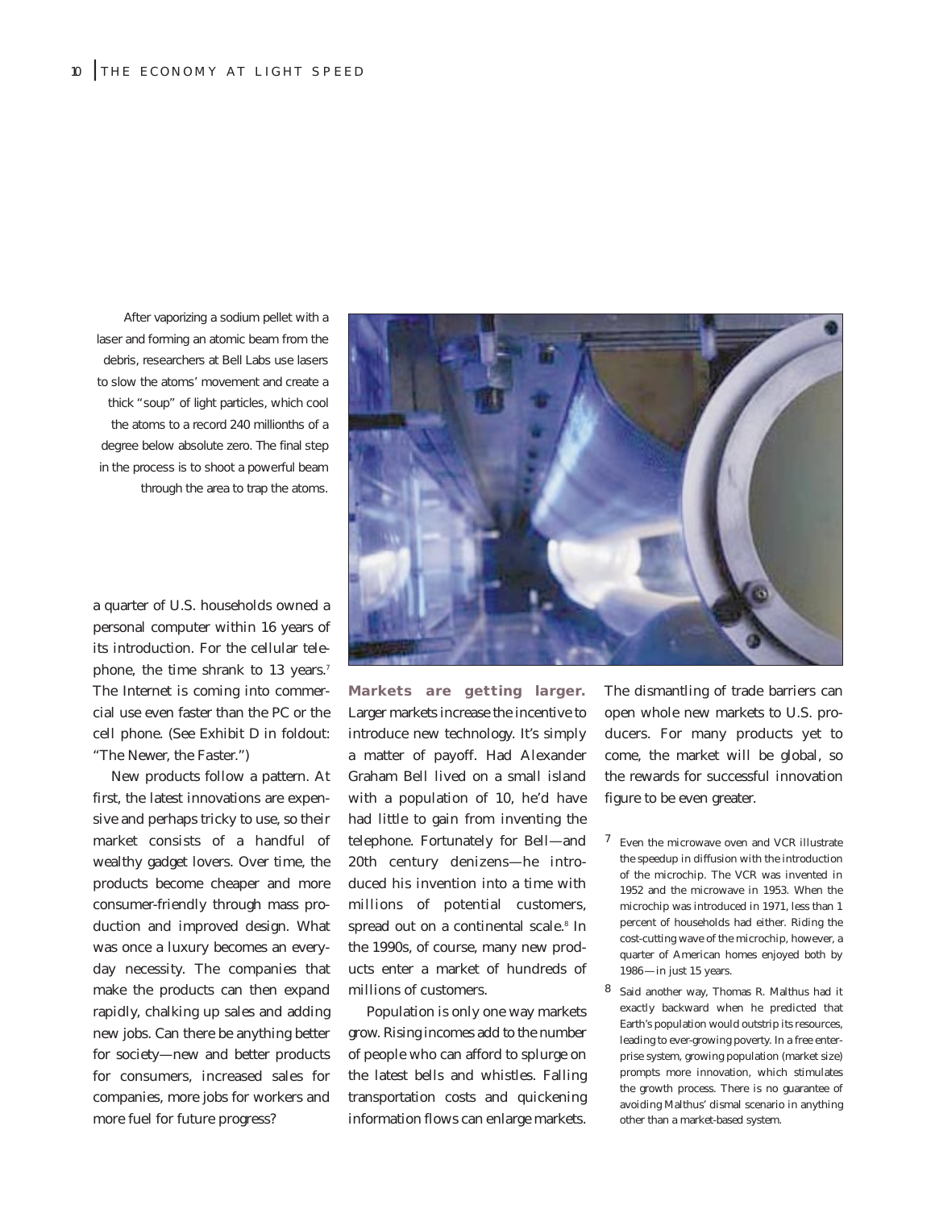After vaporizing a sodium pellet with a laser and forming an atomic beam from the debris, researchers at Bell Labs use lasers to slow the atoms' movement and create a thick "soup" of light particles, which cool the atoms to a record 240 millionths of a degree below absolute zero. The final step in the process is to shoot a powerful beam through the area to trap the atoms.

a quarter of U.S. households owned a personal computer within 16 years of its introduction. For the cellular telephone, the time shrank to 13 years.[7] The Internet is coming into commercial use even faster than the PC or the cell phone. (See Exhibit D in foldout: "The Newer, the Faster.")

New products follow a pattern. At first, the latest innovations are expensive and perhaps tricky to use, so their market consists of a handful of wealthy gadget lovers. Over time, the products become cheaper and more consumer-friendly through mass production and improved design. What was once a luxury becomes an everyday necessity. The companies that make the products can then expand rapidly, chalking up sales and adding new jobs. Can there be anything better for society—new and better products for consumers, increased sales for companies, more jobs for workers and more fuel for future progress?

**Markets are getting larger.** Larger markets increase the incentive to introduce new technology. It's simply a matter of payoff. Had Alexander Graham Bell lived on a small island with a population of 10, he'd have had little to gain from inventing the telephone. Fortunately for Bell—and 20th century denizens—he introduced his invention into a time with millions of potential customers, spread out on a continental scale.[8] In the 1990s, of course, many new products enter a market of hundreds of millions of customers.

Population is only one way markets grow. Rising incomes add to the number of people who can afford to splurge on the latest bells and whistles. Falling transportation costs and quickening information flows can enlarge markets. The dismantling of trade barriers can open whole new markets to U.S. producers. For many products yet to come, the market will be global, so the rewards for successful innovation figure to be even greater.

[7] Even the microwave oven and VCR illustrate the speedup in diffusion with the introduction of the microchip. The VCR was invented in 1952 and the microwave in 1953. When the microchip was introduced in 1971, less than 1 percent of households had either. Riding the cost-cutting wave of the microchip, however, a quarter of American homes enjoyed both by 1986—in just 15 years.

[8] Said another way, Thomas R. Malthus had it exactly backward when he predicted that Earth's population would outstrip its resources, leading to ever-growing poverty. In a free enterprise system, growing population (market size) prompts more innovation, which stimulates the growth process. There is no guarantee of avoiding Malthus' dismal scenario in anything other than a market-based system.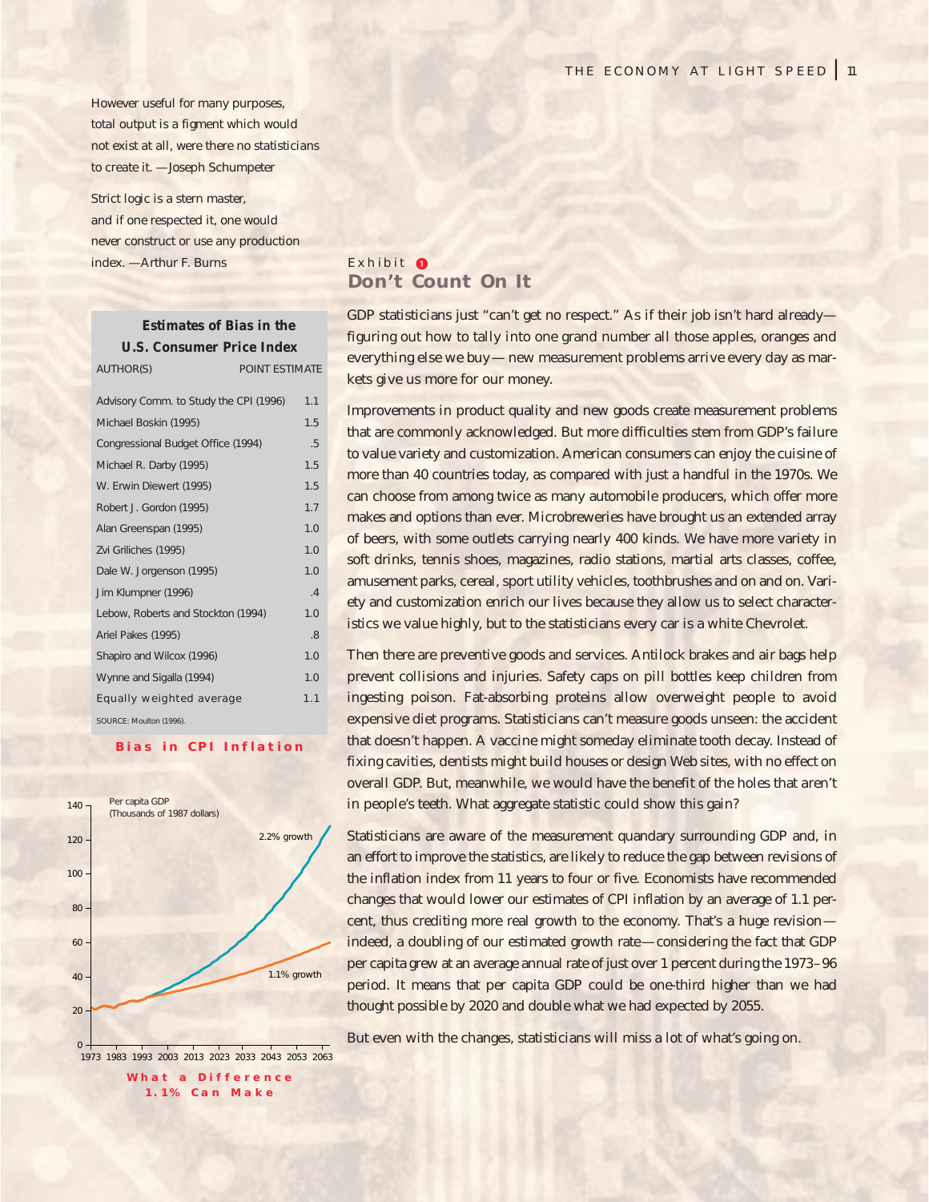However useful for many purposes, total output is a figment which would not exist at all, were there no statisticians to create it. —Joseph Schumpeter

Strict logic is a stern master, and if one respected it, one would never construct or use any production index. —Arthur F. Burns

**Estimates of Bias in the U.S. Consumer Price Index**

| AUTHOR(S) | POINT ESTIMATE |
| --- | --- |
| Advisory Comm. to Study the CPI (1996) | 1.1 |
| Michael Boskin (1995) | 1.5 |
| Congressional Budget Office (1994) | .5 |
| Michael R. Darby (1995) | 1.5 |
| W. Erwin Diewert (1995) | 1.5 |
| Robert J. Gordon (1995) | 1.7 |
| Alan Greenspan (1995) | 1.0 |
| Zvi Griliches (1995) | 1.0 |
| Dale W. Jorgenson (1995) | 1.0 |
| Jim Klumpner (1996) | .4 |
| Lebow, Roberts and Stockton (1994) | 1.0 |
| Ariel Pakes (1995) | .8 |
| Shapiro and Wilcox (1996) | 1.0 |
| Wynne and Sigalla (1994) | 1.0 |
| Equally weighted average | 1.1 |

SOURCE: Moulton (1996).

**Bias in CPI Inflation**

Per capita GDP (Thousands of 1987 dollars)

2.2% growth

1.1% growth

**What a Difference 1.1% Can Make**

Exhibit 1

## Don't Count On It

GDP statisticians just "can't get no respect." As if their job isn't hard already—figuring out how to tally into one grand number all those apples, oranges and everything else we buy—new measurement problems arrive every day as markets give us more for our money.

Improvements in product quality and new goods create measurement problems that are commonly acknowledged. But more difficulties stem from GDP's failure to value variety and customization. American consumers can enjoy the cuisine of more than 40 countries today, as compared with just a handful in the 1970s. We can choose from among twice as many automobile producers, which offer more makes and options than ever. Microbreweries have brought us an extended array of beers, with some outlets carrying nearly 400 kinds. We have more variety in soft drinks, tennis shoes, magazines, radio stations, martial arts classes, coffee, amusement parks, cereal, sport utility vehicles, toothbrushes and on and on. Variety and customization enrich our lives because they allow us to select characteristics we value highly, but to the statisticians every car is a white Chevrolet.

Then there are preventive goods and services. Antilock brakes and air bags help prevent collisions and injuries. Safety caps on pill bottles keep children from ingesting poison. Fat-absorbing proteins allow overweight people to avoid expensive diet programs. Statisticians can't measure goods unseen: the accident that doesn't happen. A vaccine might someday eliminate tooth decay. Instead of fixing cavities, dentists might build houses or design Web sites, with no effect on overall GDP. But, meanwhile, we would have the benefit of the holes that aren't in people's teeth. What aggregate statistic could show this gain?

Statisticians are aware of the measurement quandary surrounding GDP and, in an effort to improve the statistics, are likely to reduce the gap between revisions of the inflation index from 11 years to four or five. Economists have recommended changes that would lower our estimates of CPI inflation by an average of 1.1 percent, thus crediting more real growth to the economy. That's a huge revision—indeed, a doubling of our estimated growth rate—considering the fact that GDP per capita grew at an average annual rate of just over 1 percent during the 1973–96 period. It means that per capita GDP could be one-third higher than we had thought possible by 2020 and double what we had expected by 2055.

But even with the changes, statisticians will miss a lot of what's going on.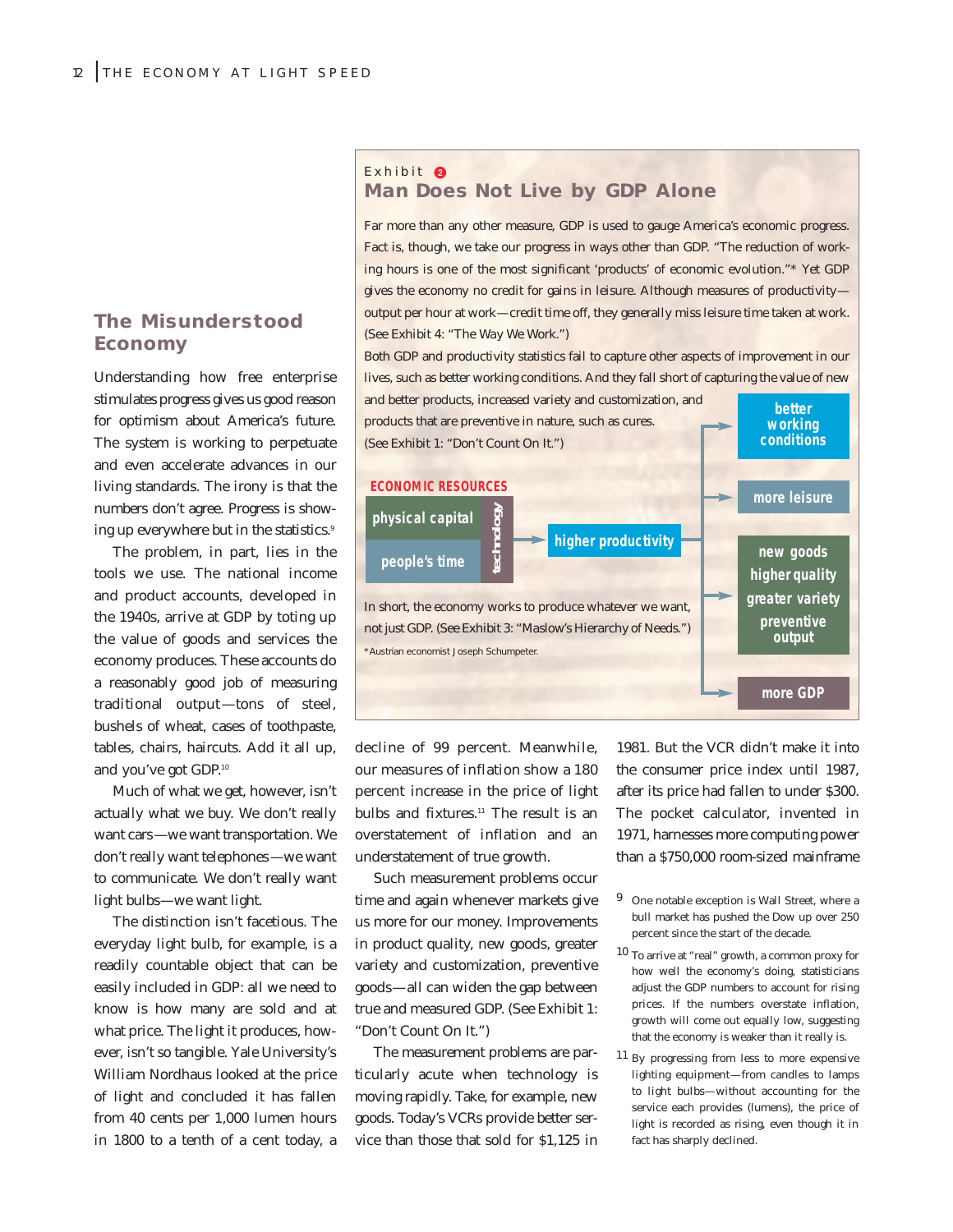## The Misunderstood Economy

Understanding how free enterprise stimulates progress gives us good reason for optimism about America's future. The system is working to perpetuate and even accelerate advances in our living standards. The irony is that the numbers don't agree. Progress is showing up everywhere but in the statistics.[9]

The problem, in part, lies in the tools we use. The national income and product accounts, developed in the 1940s, arrive at GDP by toting up the value of goods and services the economy produces. These accounts do a reasonably good job of measuring traditional output—tons of steel, bushels of wheat, cases of toothpaste, tables, chairs, haircuts. Add it all up, and you've got GDP.[10]

Much of what we get, however, isn't actually what we buy. We don't really want cars—we want transportation. We don't really want telephones—we want to communicate. We don't really want light bulbs—we want light.

The distinction isn't facetious. The everyday light bulb, for example, is a readily countable object that can be easily included in GDP: all we need to know is how many are sold and at what price. The light it produces, however, isn't so tangible. Yale University's William Nordhaus looked at the price of light and concluded it has fallen from 40 cents per 1,000 lumen hours in 1800 to a tenth of a cent today, a decline of 99 percent. Meanwhile, our measures of inflation show a 180 percent increase in the price of light bulbs and fixtures.[11] The result is an overstatement of inflation and an understatement of true growth.

Such measurement problems occur time and again whenever markets give us more for our money. Improvements in product quality, new goods, greater variety and customization, preventive goods—all can widen the gap between true and measured GDP. (See Exhibit 1: "Don't Count On It.")

The measurement problems are particularly acute when technology is moving rapidly. Take, for example, new goods. Today's VCRs provide better service than those that sold for $1,125 in 1981. But the VCR didn't make it into the consumer price index until 1987, after its price had fallen to under $300. The pocket calculator, invented in 1971, harnesses more computing power than a $750,000 room-sized mainframe

---

**Exhibit 2**

### Man Does Not Live by GDP Alone

Far more than any other measure, GDP is used to gauge America's economic progress. Fact is, though, we take our progress in ways other than GDP. "The reduction of working hours is one of the most significant 'products' of economic evolution."* Yet GDP gives the economy no credit for gains in leisure. Although measures of productivity—output per hour at work—credit time off, they generally miss leisure time taken at work. (See Exhibit 4: "The Way We Work.")

Both GDP and productivity statistics fail to capture other aspects of improvement in our lives, such as better working conditions. And they fall short of capturing the value of new and better products, increased variety and customization, and products that are preventive in nature, such as cures. (See Exhibit 1: "Don't Count On It.")

ECONOMIC RESOURCES: physical capital, people's time, technology → higher productivity → better working conditions; more leisure; new goods, higher quality, greater variety, preventive output; more GDP

In short, the economy works to produce whatever we want, not just GDP. (See Exhibit 3: "Maslow's Hierarchy of Needs.")

*Austrian economist Joseph Schumpeter.

---

[9] One notable exception is Wall Street, where a bull market has pushed the Dow up over 250 percent since the start of the decade.

[10] To arrive at "real" growth, a common proxy for how well the economy's doing, statisticians adjust the GDP numbers to account for rising prices. If the numbers overstate inflation, growth will come out equally low, suggesting that the economy is weaker than it really is.

[11] By progressing from less to more expensive lighting equipment—from candles to lamps to light bulbs—without accounting for the service each provides (lumens), the price of light is recorded as rising, even though it in fact has sharply declined.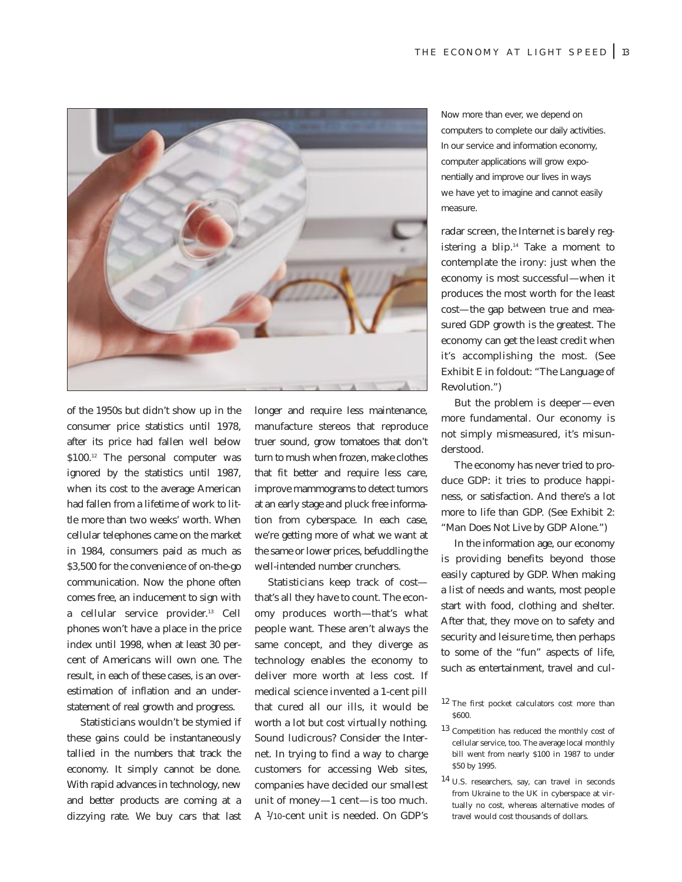Now more than ever, we depend on computers to complete our daily activities. In our service and information economy, computer applications will grow exponentially and improve our lives in ways we have yet to imagine and cannot easily measure.

of the 1950s but didn't show up in the consumer price statistics until 1978, after its price had fallen well below $100.[12] The personal computer was ignored by the statistics until 1987, when its cost to the average American had fallen from a lifetime of work to little more than two weeks' worth. When cellular telephones came on the market in 1984, consumers paid as much as $3,500 for the convenience of on-the-go communication. Now the phone often comes free, an inducement to sign with a cellular service provider.[13] Cell phones won't have a place in the price index until 1998, when at least 30 percent of Americans will own one. The result, in each of these cases, is an overestimation of inflation and an understatement of real growth and progress.

Statisticians wouldn't be stymied if these gains could be instantaneously tallied in the numbers that track the economy. It simply cannot be done. With rapid advances in technology, new and better products are coming at a dizzying rate. We buy cars that last longer and require less maintenance, manufacture stereos that reproduce truer sound, grow tomatoes that don't turn to mush when frozen, make clothes that fit better and require less care, improve mammograms to detect tumors at an early stage and pluck free information from cyberspace. In each case, we're getting more of what we want at the same or lower prices, befuddling the well-intended number crunchers.

Statisticians keep track of cost—that's all they have to count. The economy produces worth—that's what people want. These aren't always the same concept, and they diverge as technology enables the economy to deliver more worth at less cost. If medical science invented a 1-cent pill that cured all our ills, it would be worth a lot but cost virtually nothing. Sound ludicrous? Consider the Internet. In trying to find a way to charge customers for accessing Web sites, companies have decided our smallest unit of money—1 cent—is too much. A 1/10-cent unit is needed. On GDP's radar screen, the Internet is barely registering a blip.[14] Take a moment to contemplate the irony: just when the economy is most successful—when it produces the most worth for the least cost—the gap between true and measured GDP growth is the greatest. The economy can get the least credit when it's accomplishing the most. (See Exhibit E in foldout: "The Language of Revolution.")

But the problem is deeper—even more fundamental. Our economy is not simply mismeasured, it's misunderstood.

The economy has never tried to produce GDP: it tries to produce happiness, or satisfaction. And there's a lot more to life than GDP. (See Exhibit 2: "Man Does Not Live by GDP Alone.")

In the information age, our economy is providing benefits beyond those easily captured by GDP. When making a list of needs and wants, most people start with food, clothing and shelter. After that, they move on to safety and security and leisure time, then perhaps to some of the "fun" aspects of life, such as entertainment, travel and cul-

[12] The first pocket calculators cost more than $600.

[13] Competition has reduced the monthly cost of cellular service, too. The average local monthly bill went from nearly $100 in 1987 to under $50 by 1995.

[14] U.S. researchers, say, can travel in seconds from Ukraine to the UK in cyberspace at virtually no cost, whereas alternative modes of travel would cost thousands of dollars.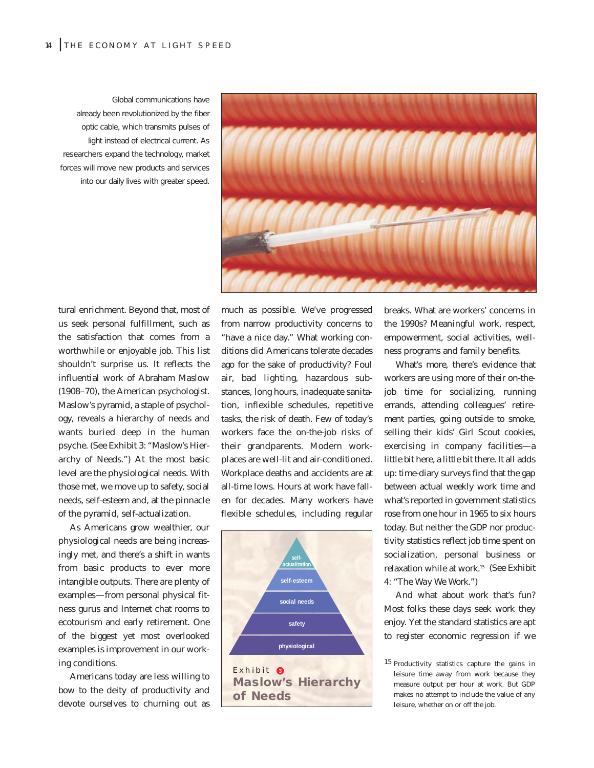Global communications have already been revolutionized by the fiber optic cable, which transmits pulses of light instead of electrical current. As researchers expand the technology, market forces will move new products and services into our daily lives with greater speed.

tural enrichment. Beyond that, most of us seek personal fulfillment, such as the satisfaction that comes from a worthwhile or enjoyable job. This list shouldn't surprise us. It reflects the influential work of Abraham Maslow (1908–70), the American psychologist. Maslow's pyramid, a staple of psychology, reveals a hierarchy of needs and wants buried deep in the human psyche. (See Exhibit 3: "Maslow's Hierarchy of Needs.") At the most basic level are the physiological needs. With those met, we move up to safety, social needs, self-esteem and, at the pinnacle of the pyramid, self-actualization.

As Americans grow wealthier, our physiological needs are being increasingly met, and there's a shift in wants from basic products to ever more intangible outputs. There are plenty of examples—from personal physical fitness gurus and Internet chat rooms to ecotourism and early retirement. One of the biggest yet most overlooked examples is improvement in our working conditions.

Americans today are less willing to bow to the deity of productivity and devote ourselves to churning out as much as possible. We've progressed from narrow productivity concerns to "have a nice day." What working conditions did Americans tolerate decades ago for the sake of productivity? Foul air, bad lighting, hazardous substances, long hours, inadequate sanitation, inflexible schedules, repetitive tasks, the risk of death. Few of today's workers face the on-the-job risks of their grandparents. Modern workplaces are well-lit and air-conditioned. Workplace deaths and accidents are at all-time lows. Hours at work have fallen for decades. Many workers have flexible schedules, including regular breaks. What are workers' concerns in the 1990s? Meaningful work, respect, empowerment, social activities, wellness programs and family benefits.

What's more, there's evidence that workers are using more of their on-the-job time for socializing, running errands, attending colleagues' retirement parties, going outside to smoke, selling their kids' Girl Scout cookies, exercising in company facilities—a little bit here, a little bit there. It all adds up: time-diary surveys find that the gap between actual weekly work time and what's reported in government statistics rose from one hour in 1965 to six hours today. But neither the GDP nor productivity statistics reflect job time spent on socialization, personal business or relaxation while at work.[15] (See Exhibit 4: "The Way We Work.")

And what about work that's fun? Most folks these days seek work they enjoy. Yet the standard statistics are apt to register economic regression if we

**Exhibit 3**
**Maslow's Hierarchy of Needs**

- self-actualization
- self-esteem
- social needs
- safety
- physiological

[15] Productivity statistics capture the gains in leisure time away from work because they measure output per hour at work. But GDP makes no attempt to include the value of any leisure, whether on or off the job.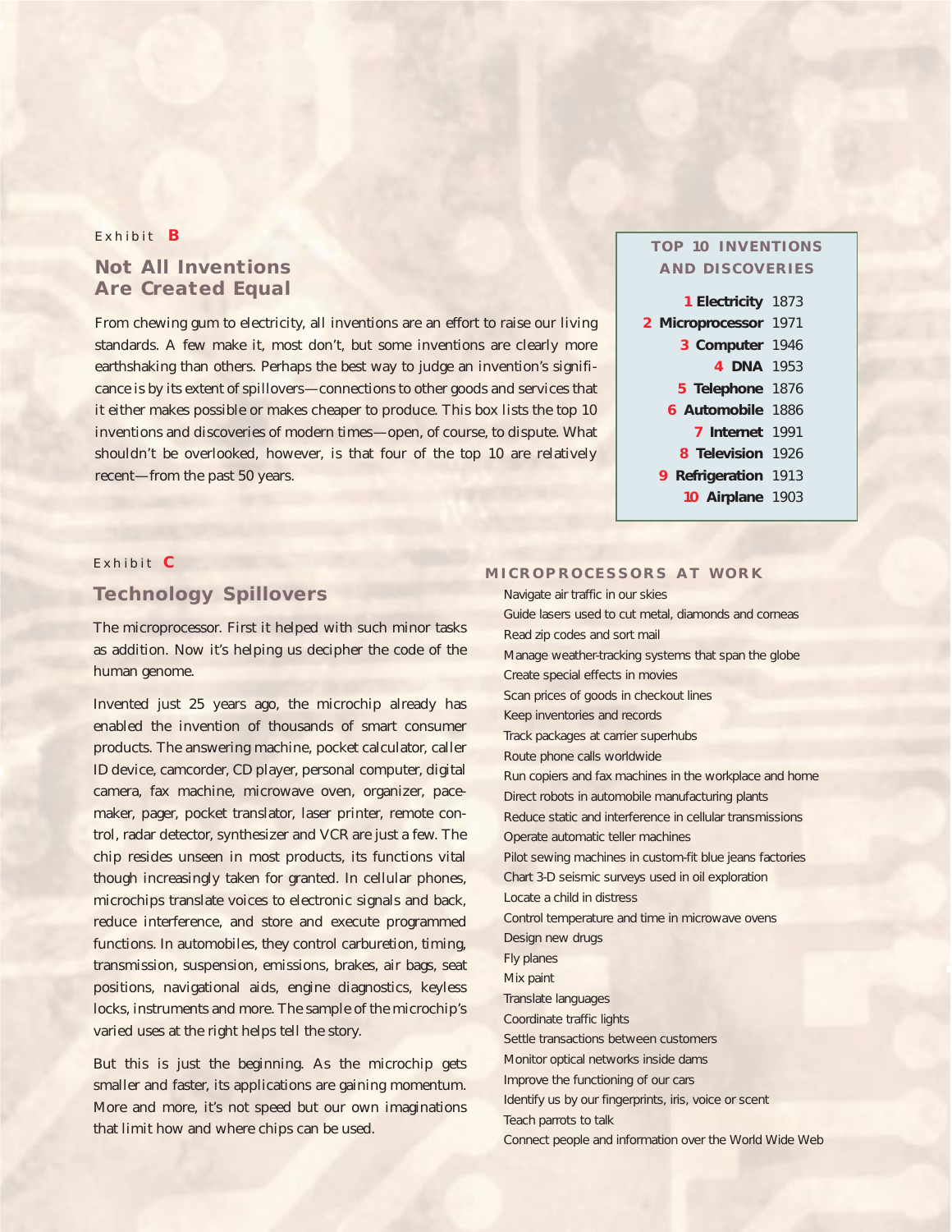Exhibit **B**

## Not All Inventions Are Created Equal

From chewing gum to electricity, all inventions are an effort to raise our living standards. A few make it, most don't, but some inventions are clearly more earthshaking than others. Perhaps the best way to judge an invention's significance is by its extent of spillovers—connections to other goods and services that it either makes possible or makes cheaper to produce. This box lists the top 10 inventions and discoveries of modern times—open, of course, to dispute. What shouldn't be overlooked, however, is that four of the top 10 are relatively recent—from the past 50 years.

### TOP 10 INVENTIONS AND DISCOVERIES

| Rank | Invention | Year |
|---|---|---|
| 1 | **Electricity** | 1873 |
| 2 | **Microprocessor** | 1971 |
| 3 | **Computer** | 1946 |
| 4 | **DNA** | 1953 |
| 5 | **Telephone** | 1876 |
| 6 | **Automobile** | 1886 |
| 7 | **Internet** | 1991 |
| 8 | **Television** | 1926 |
| 9 | **Refrigeration** | 1913 |
| 10 | **Airplane** | 1903 |

Exhibit **C**

## Technology Spillovers

The microprocessor. First it helped with such minor tasks as addition. Now it's helping us decipher the code of the human genome.

Invented just 25 years ago, the microchip already has enabled the invention of thousands of smart consumer products. The answering machine, pocket calculator, caller ID device, camcorder, CD player, personal computer, digital camera, fax machine, microwave oven, organizer, pacemaker, pager, pocket translator, laser printer, remote control, radar detector, synthesizer and VCR are just a few. The chip resides unseen in most products, its functions vital though increasingly taken for granted. In cellular phones, microchips translate voices to electronic signals and back, reduce interference, and store and execute programmed functions. In automobiles, they control carburetion, timing, transmission, suspension, emissions, brakes, air bags, seat positions, navigational aids, engine diagnostics, keyless locks, instruments and more. The sample of the microchip's varied uses at the right helps tell the story.

But this is just the beginning. As the microchip gets smaller and faster, its applications are gaining momentum. More and more, it's not speed but our own imaginations that limit how and where chips can be used.

### MICROPROCESSORS AT WORK

- Navigate air traffic in our skies
- Guide lasers used to cut metal, diamonds and corneas
- Read zip codes and sort mail
- Manage weather-tracking systems that span the globe
- Create special effects in movies
- Scan prices of goods in checkout lines
- Keep inventories and records
- Track packages at carrier superhubs
- Route phone calls worldwide
- Run copiers and fax machines in the workplace and home
- Direct robots in automobile manufacturing plants
- Reduce static and interference in cellular transmissions
- Operate automatic teller machines
- Pilot sewing machines in custom-fit blue jeans factories
- Chart 3-D seismic surveys used in oil exploration
- Locate a child in distress
- Control temperature and time in microwave ovens
- Design new drugs
- Fly planes
- Mix paint
- Translate languages
- Coordinate traffic lights
- Settle transactions between customers
- Monitor optical networks inside dams
- Improve the functioning of our cars
- Identify us by our fingerprints, iris, voice or scent
- Teach parrots to talk
- Connect people and information over the World Wide Web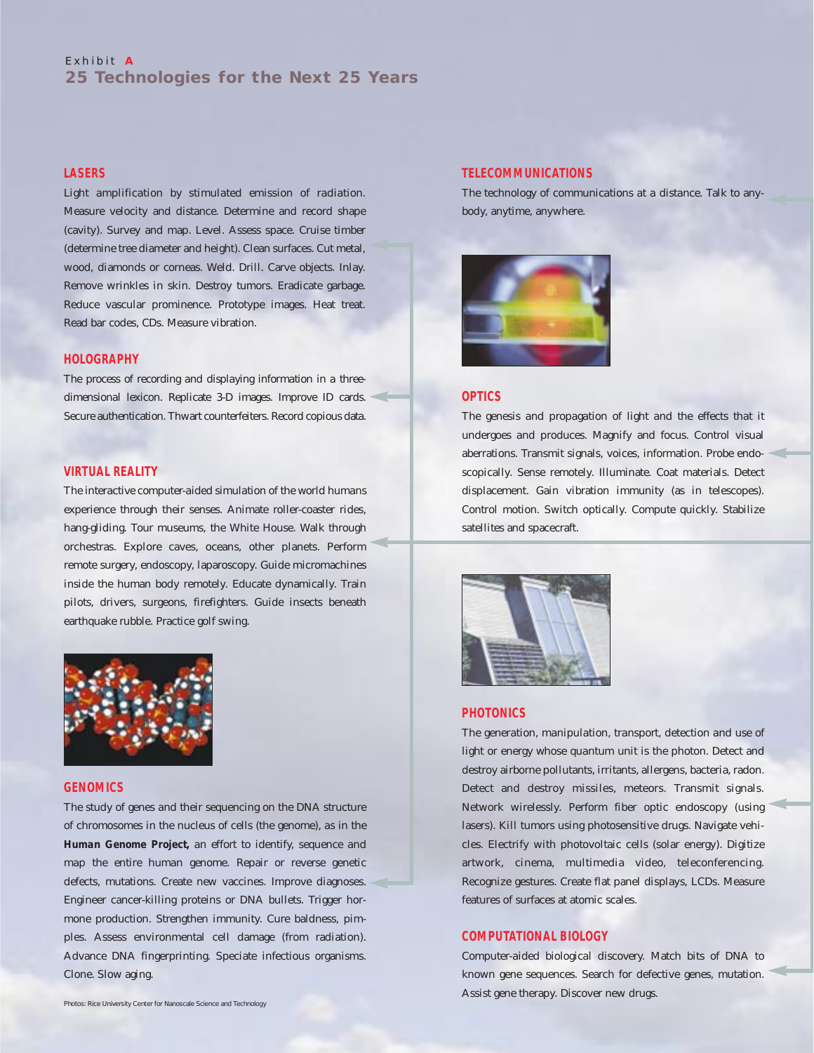Exhibit **A**

## 25 Technologies for the Next 25 Years

### LASERS

Light amplification by stimulated emission of radiation. Measure velocity and distance. Determine and record shape (cavity). Survey and map. Level. Assess space. Cruise timber (determine tree diameter and height). Clean surfaces. Cut metal, wood, diamonds or corneas. Weld. Drill. Carve objects. Inlay. Remove wrinkles in skin. Destroy tumors. Eradicate garbage. Reduce vascular prominence. Prototype images. Heat treat. Read bar codes, CDs. Measure vibration.

### HOLOGRAPHY

The process of recording and displaying information in a three-dimensional lexicon. Replicate 3-D images. Improve ID cards. Secure authentication. Thwart counterfeiters. Record copious data.

### VIRTUAL REALITY

The interactive computer-aided simulation of the world humans experience through their senses. Animate roller-coaster rides, hang-gliding. Tour museums, the White House. Walk through orchestras. Explore caves, oceans, other planets. Perform remote surgery, endoscopy, laparoscopy. Guide micromachines inside the human body remotely. Educate dynamically. Train pilots, drivers, surgeons, firefighters. Guide insects beneath earthquake rubble. Practice golf swing.

### GENOMICS

The study of genes and their sequencing on the DNA structure of chromosomes in the nucleus of cells (the genome), as in the **Human Genome Project,** an effort to identify, sequence and map the entire human genome. Repair or reverse genetic defects, mutations. Create new vaccines. Improve diagnoses. Engineer cancer-killing proteins or DNA bullets. Trigger hormone production. Strengthen immunity. Cure baldness, pimples. Assess environmental cell damage (from radiation). Advance DNA fingerprinting. Speciate infectious organisms. Clone. Slow aging.

Photos: Rice University Center for Nanoscale Science and Technology

### TELECOMMUNICATIONS

The technology of communications at a distance. Talk to anybody, anytime, anywhere.

### OPTICS

The genesis and propagation of light and the effects that it undergoes and produces. Magnify and focus. Control visual aberrations. Transmit signals, voices, information. Probe endoscopically. Sense remotely. Illuminate. Coat materials. Detect displacement. Gain vibration immunity (as in telescopes). Control motion. Switch optically. Compute quickly. Stabilize satellites and spacecraft.

### PHOTONICS

The generation, manipulation, transport, detection and use of light or energy whose quantum unit is the photon. Detect and destroy airborne pollutants, irritants, allergens, bacteria, radon. Detect and destroy missiles, meteors. Transmit signals. Network wirelessly. Perform fiber optic endoscopy (using lasers). Kill tumors using photosensitive drugs. Navigate vehicles. Electrify with photovoltaic cells (solar energy). Digitize artwork, cinema, multimedia video, teleconferencing. Recognize gestures. Create flat panel displays, LCDs. Measure features of surfaces at atomic scales.

### COMPUTATIONAL BIOLOGY

Computer-aided biological discovery. Match bits of DNA to known gene sequences. Search for defective genes, mutation. Assist gene therapy. Discover new drugs.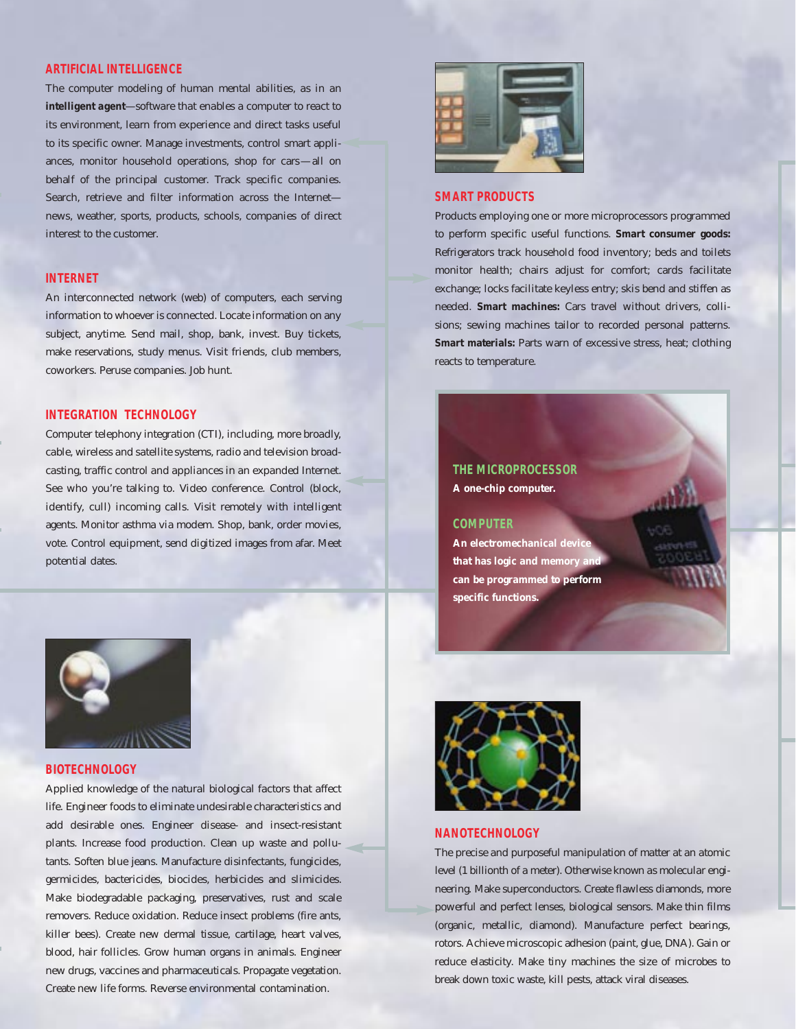## ARTIFICIAL INTELLIGENCE

The computer modeling of human mental abilities, as in an **intelligent agent**—software that enables a computer to react to its environment, learn from experience and direct tasks useful to its specific owner. Manage investments, control smart appliances, monitor household operations, shop for cars—all on behalf of the principal customer. Track specific companies. Search, retrieve and filter information across the Internet—news, weather, sports, products, schools, companies of direct interest to the customer.

## INTERNET

An interconnected network (web) of computers, each serving information to whoever is connected. Locate information on any subject, anytime. Send mail, shop, bank, invest. Buy tickets, make reservations, study menus. Visit friends, club members, coworkers. Peruse companies. Job hunt.

## INTEGRATION TECHNOLOGY

Computer telephony integration (CTI), including, more broadly, cable, wireless and satellite systems, radio and television broadcasting, traffic control and appliances in an expanded Internet. See who you're talking to. Video conference. Control (block, identify, cull) incoming calls. Visit remotely with intelligent agents. Monitor asthma via modem. Shop, bank, order movies, vote. Control equipment, send digitized images from afar. Meet potential dates.

## BIOTECHNOLOGY

Applied knowledge of the natural biological factors that affect life. Engineer foods to eliminate undesirable characteristics and add desirable ones. Engineer disease- and insect-resistant plants. Increase food production. Clean up waste and pollutants. Soften blue jeans. Manufacture disinfectants, fungicides, germicides, bactericides, biocides, herbicides and slimicides. Make biodegradable packaging, preservatives, rust and scale removers. Reduce oxidation. Reduce insect problems (fire ants, killer bees). Create new dermal tissue, cartilage, heart valves, blood, hair follicles. Grow human organs in animals. Engineer new drugs, vaccines and pharmaceuticals. Propagate vegetation. Create new life forms. Reverse environmental contamination.

## SMART PRODUCTS

Products employing one or more microprocessors programmed to perform specific useful functions. **Smart consumer goods:** Refrigerators track household food inventory; beds and toilets monitor health; chairs adjust for comfort; cards facilitate exchange; locks facilitate keyless entry; skis bend and stiffen as needed. **Smart machines:** Cars travel without drivers, collisions; sewing machines tailor to recorded personal patterns. **Smart materials:** Parts warn of excessive stress, heat; clothing reacts to temperature.

## THE MICROPROCESSOR

**A one-chip computer.**

## COMPUTER

**An electromechanical device that has logic and memory and can be programmed to perform specific functions.**

## NANOTECHNOLOGY

The precise and purposeful manipulation of matter at an atomic level (1 billionth of a meter). Otherwise known as molecular engineering. Make superconductors. Create flawless diamonds, more powerful and perfect lenses, biological sensors. Make thin films (organic, metallic, diamond). Manufacture perfect bearings, rotors. Achieve microscopic adhesion (paint, glue, DNA). Gain or reduce elasticity. Make tiny machines the size of microbes to break down toxic waste, kill pests, attack viral diseases.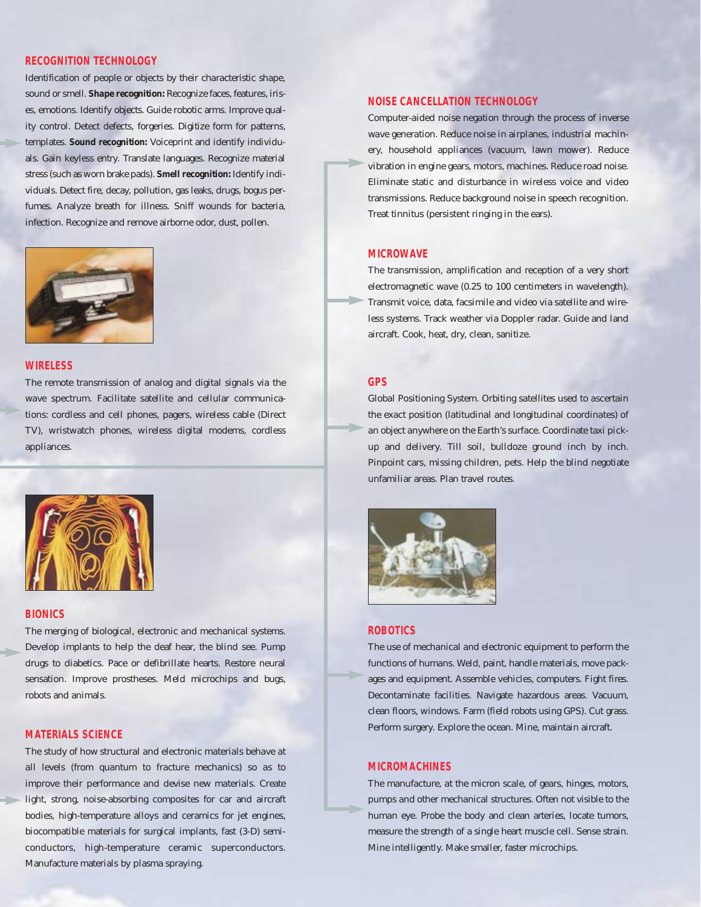## RECOGNITION TECHNOLOGY

Identification of people or objects by their characteristic shape, sound or smell. **Shape recognition:** Recognize faces, features, irises, emotions. Identify objects. Guide robotic arms. Improve quality control. Detect defects, forgeries. Digitize form for patterns, templates. **Sound recognition:** Voiceprint and identify individuals. Gain keyless entry. Translate languages. Recognize material stress (such as worn brake pads). **Smell recognition:** Identify individuals. Detect fire, decay, pollution, gas leaks, drugs, bogus perfumes. Analyze breath for illness. Sniff wounds for bacteria, infection. Recognize and remove airborne odor, dust, pollen.

## WIRELESS

The remote transmission of analog and digital signals via the wave spectrum. Facilitate satellite and cellular communications: cordless and cell phones, pagers, wireless cable (Direct TV), wristwatch phones, wireless digital modems, cordless appliances.

## BIONICS

The merging of biological, electronic and mechanical systems. Develop implants to help the deaf hear, the blind see. Pump drugs to diabetics. Pace or defibrillate hearts. Restore neural sensation. Improve prostheses. Meld microchips and bugs, robots and animals.

## MATERIALS SCIENCE

The study of how structural and electronic materials behave at all levels (from quantum to fracture mechanics) so as to improve their performance and devise new materials. Create light, strong, noise-absorbing composites for car and aircraft bodies, high-temperature alloys and ceramics for jet engines, biocompatible materials for surgical implants, fast (3-D) semiconductors, high-temperature ceramic superconductors. Manufacture materials by plasma spraying.

## NOISE CANCELLATION TECHNOLOGY

Computer-aided noise negation through the process of inverse wave generation. Reduce noise in airplanes, industrial machinery, household appliances (vacuum, lawn mower). Reduce vibration in engine gears, motors, machines. Reduce road noise. Eliminate static and disturbance in wireless voice and video transmissions. Reduce background noise in speech recognition. Treat tinnitus (persistent ringing in the ears).

## MICROWAVE

The transmission, amplification and reception of a very short electromagnetic wave (0.25 to 100 centimeters in wavelength). Transmit voice, data, facsimile and video via satellite and wireless systems. Track weather via Doppler radar. Guide and land aircraft. Cook, heat, dry, clean, sanitize.

## GPS

Global Positioning System. Orbiting satellites used to ascertain the exact position (latitudinal and longitudinal coordinates) of an object anywhere on the Earth's surface. Coordinate taxi pickup and delivery. Till soil, bulldoze ground inch by inch. Pinpoint cars, missing children, pets. Help the blind negotiate unfamiliar areas. Plan travel routes.

## ROBOTICS

The use of mechanical and electronic equipment to perform the functions of humans. Weld, paint, handle materials, move packages and equipment. Assemble vehicles, computers. Fight fires. Decontaminate facilities. Navigate hazardous areas. Vacuum, clean floors, windows. Farm (field robots using GPS). Cut grass. Perform surgery. Explore the ocean. Mine, maintain aircraft.

## MICROMACHINES

The manufacture, at the micron scale, of gears, hinges, motors, pumps and other mechanical structures. Often not visible to the human eye. Probe the body and clean arteries, locate tumors, measure the strength of a single heart muscle cell. Sense strain. Mine intelligently. Make smaller, faster microchips.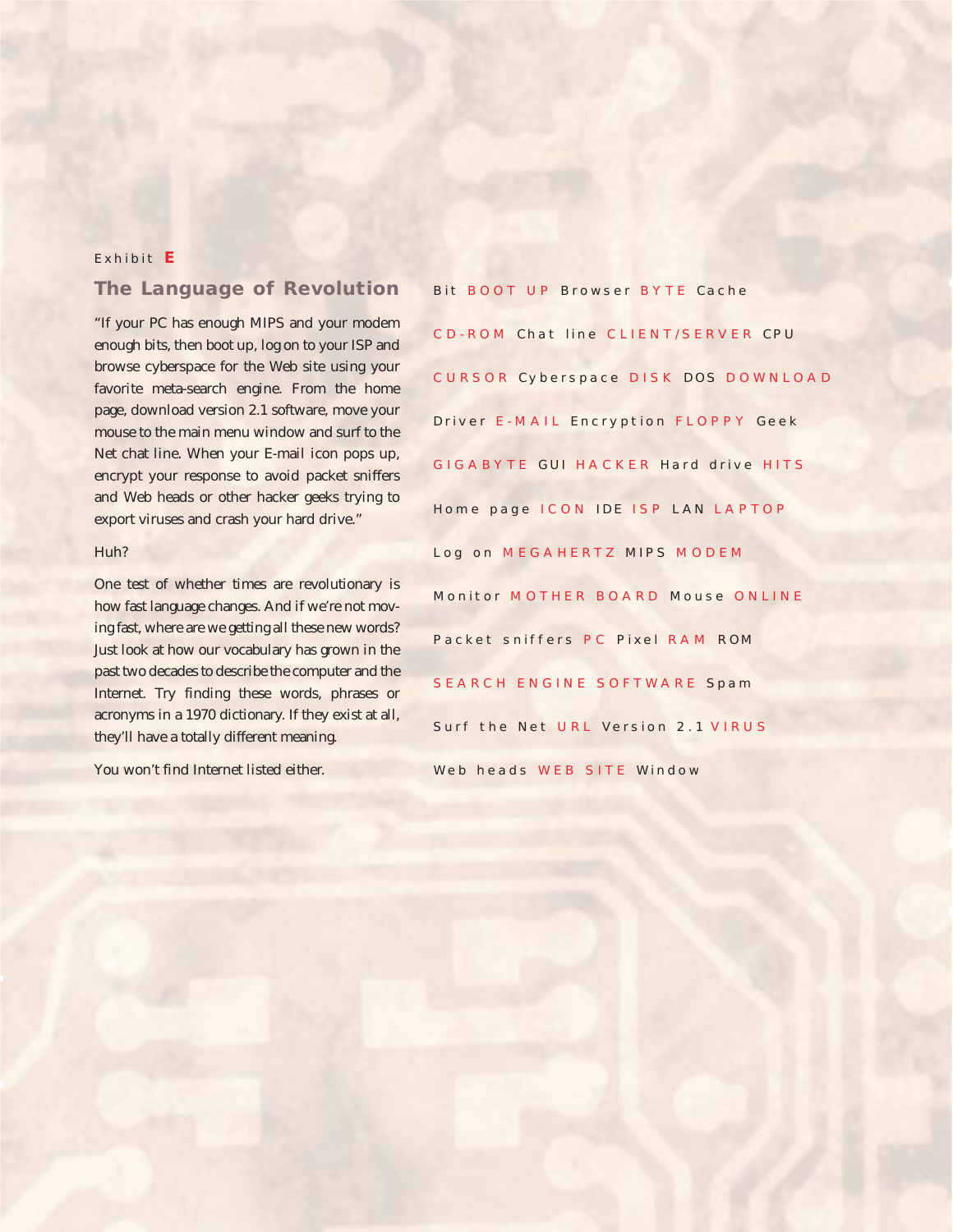Exhibit **E**

## The Language of Revolution

"If your PC has enough MIPS and your modem enough bits, then boot up, log on to your ISP and browse cyberspace for the Web site using your favorite meta-search engine. From the home page, download version 2.1 software, move your mouse to the main menu window and surf to the Net chat line. When your E-mail icon pops up, encrypt your response to avoid packet sniffers and Web heads or other hacker geeks trying to export viruses and crash your hard drive."

Huh?

One test of whether times are revolutionary is how fast language changes. And if we're not moving fast, where are we getting all these new words? Just look at how our vocabulary has grown in the past two decades to describe the computer and the Internet. Try finding these words, phrases or acronyms in a 1970 dictionary. If they exist at all, they'll have a totally different meaning.

You won't find Internet listed either.

Bit BOOT UP Browser BYTE Cache

CD-ROM Chat line CLIENT/SERVER CPU

CURSOR Cyberspace DISK DOS DOWNLOAD

Driver E-MAIL Encryption FLOPPY Geek

GIGABYTE GUI HACKER Hard drive HITS

Home page ICON IDE ISP LAN LAPTOP

Log on MEGAHERTZ MIPS MODEM

Monitor MOTHER BOARD Mouse ONLINE

Packet sniffers PC Pixel RAM ROM

SEARCH ENGINE SOFTWARE Spam

Surf the Net URL Version 2.1 VIRUS

Web heads WEB SITE Window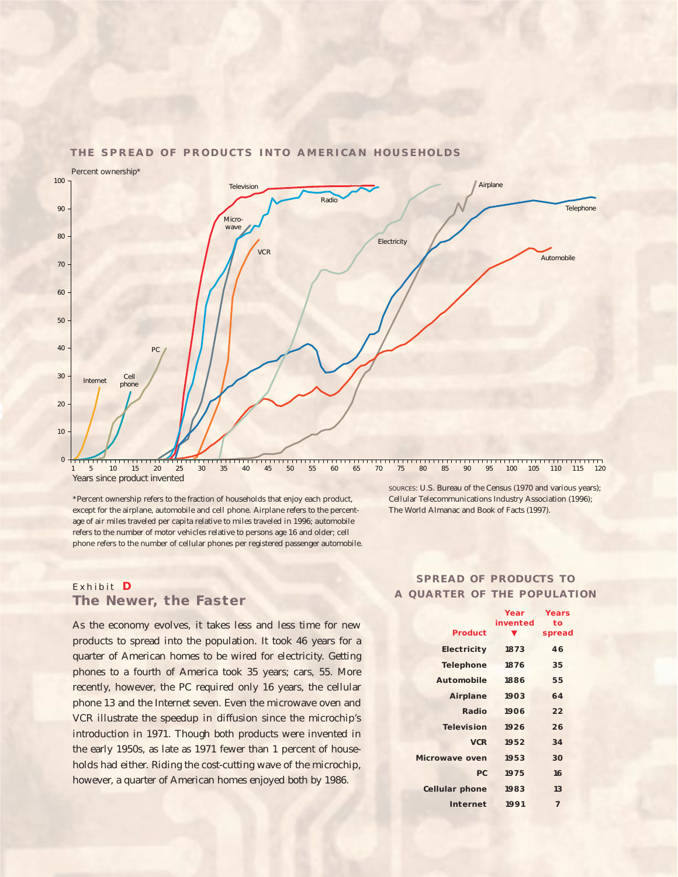## THE SPREAD OF PRODUCTS INTO AMERICAN HOUSEHOLDS

Percent ownership*

Years since product invented

*Percent ownership refers to the fraction of households that enjoy each product, except for the airplane, automobile and cell phone. Airplane refers to the percentage of air miles traveled per capita relative to miles traveled in 1996; automobile refers to the number of motor vehicles relative to persons age 16 and older; cell phone refers to the number of cellular phones per registered passenger automobile.

SOURCES: U.S. Bureau of the Census (1970 and various years); Cellular Telecommunications Industry Association (1996); The World Almanac and Book of Facts (1997).

Exhibit **D**

### The Newer, the Faster

As the economy evolves, it takes less and less time for new products to spread into the population. It took 46 years for a quarter of American homes to be wired for electricity. Getting phones to a fourth of America took 35 years; cars, 55. More recently, however, the PC required only 16 years, the cellular phone 13 and the Internet seven. Even the microwave oven and VCR illustrate the speedup in diffusion since the microchip's introduction in 1971. Though both products were invented in the early 1950s, as late as 1971 fewer than 1 percent of households had either. Riding the cost-cutting wave of the microchip, however, a quarter of American homes enjoyed both by 1986.

### SPREAD OF PRODUCTS TO A QUARTER OF THE POPULATION

| Product | Year invented ▼ | Years to spread |
|---|---|---|
| Electricity | 1873 | 46 |
| Telephone | 1876 | 35 |
| Automobile | 1886 | 55 |
| Airplane | 1903 | 64 |
| Radio | 1906 | 22 |
| Television | 1926 | 26 |
| VCR | 1952 | 34 |
| Microwave oven | 1953 | 30 |
| PC | 1975 | 16 |
| Cellular phone | 1983 | 13 |
| Internet | 1991 | 7 |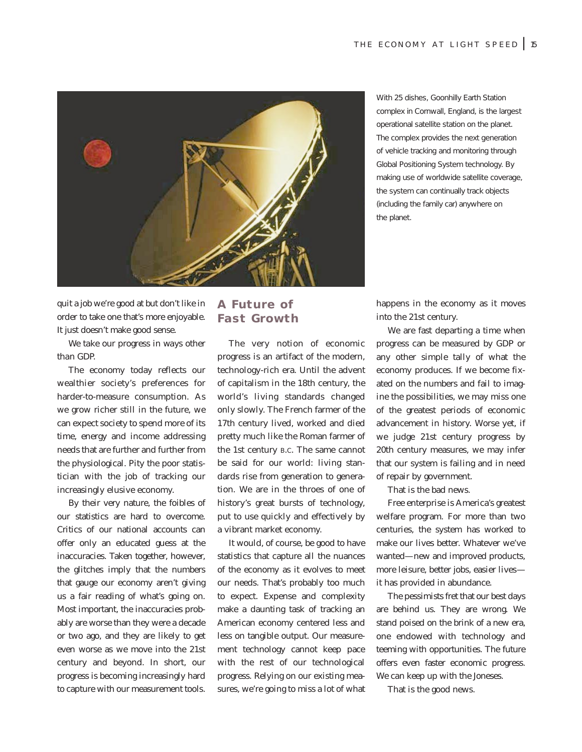With 25 dishes, Goonhilly Earth Station complex in Cornwall, England, is the largest operational satellite station on the planet. The complex provides the next generation of vehicle tracking and monitoring through Global Positioning System technology. By making use of worldwide satellite coverage, the system can continually track objects (including the family car) anywhere on the planet.

quit a job we're good at but don't like in order to take one that's more enjoyable. It just doesn't make good sense.

We take our progress in ways other than GDP.

The economy today reflects our wealthier society's preferences for harder-to-measure consumption. As we grow richer still in the future, we can expect society to spend more of its time, energy and income addressing needs that are further and further from the physiological. Pity the poor statistician with the job of tracking our increasingly elusive economy.

By their very nature, the foibles of our statistics are hard to overcome. Critics of our national accounts can offer only an educated guess at the inaccuracies. Taken together, however, the glitches imply that the numbers that gauge our economy aren't giving us a fair reading of what's going on. Most important, the inaccuracies probably are worse than they were a decade or two ago, and they are likely to get even worse as we move into the 21st century and beyond. In short, our progress is becoming increasingly hard to capture with our measurement tools.

## A Future of Fast Growth

The very notion of economic progress is an artifact of the modern, technology-rich era. Until the advent of capitalism in the 18th century, the world's living standards changed only slowly. The French farmer of the 17th century lived, worked and died pretty much like the Roman farmer of the 1st century B.C. The same cannot be said for our world: living standards rise from generation to generation. We are in the throes of one of history's great bursts of technology, put to use quickly and effectively by a vibrant market economy.

It would, of course, be good to have statistics that capture all the nuances of the economy as it evolves to meet our needs. That's probably too much to expect. Expense and complexity make a daunting task of tracking an American economy centered less and less on tangible output. Our measurement technology cannot keep pace with the rest of our technological progress. Relying on our existing measures, we're going to miss a lot of what happens in the economy as it moves into the 21st century.

We are fast departing a time when progress can be measured by GDP or any other simple tally of what the economy produces. If we become fixated on the numbers and fail to imagine the possibilities, we may miss one of the greatest periods of economic advancement in history. Worse yet, if we judge 21st century progress by 20th century measures, we may infer that our system is failing and in need of repair by government.

That is the bad news.

Free enterprise is America's greatest welfare program. For more than two centuries, the system has worked to make our lives better. Whatever we've wanted—new and improved products, more leisure, better jobs, easier lives—it has provided in abundance.

The pessimists fret that our best days are behind us. They are wrong. We stand poised on the brink of a new era, one endowed with technology and teeming with opportunities. The future offers even faster economic progress. We can keep up with the Joneses.

That is the good news.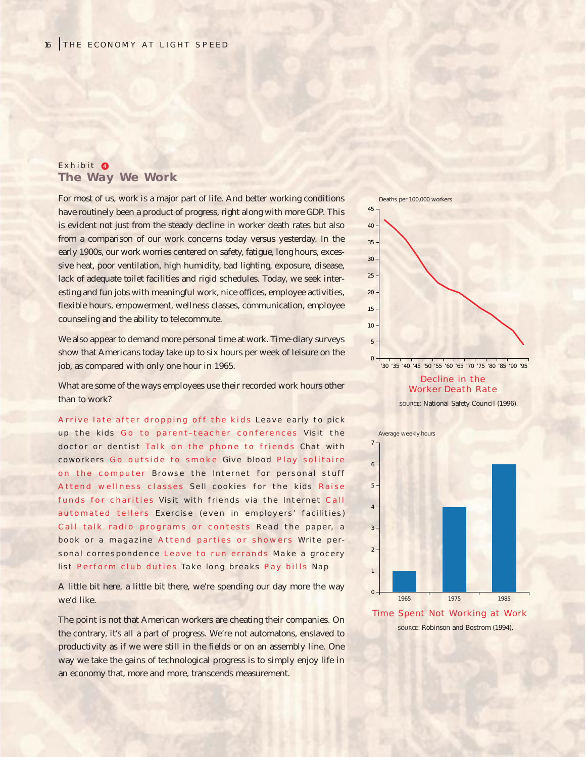Exhibit 4

## The Way We Work

For most of us, work is a major part of life. And better working conditions have routinely been a product of progress, right along with more GDP. This is evident not just from the steady decline in worker death rates but also from a comparison of our work concerns today versus yesterday. In the early 1900s, our work worries centered on safety, fatigue, long hours, excessive heat, poor ventilation, high humidity, bad lighting, exposure, disease, lack of adequate toilet facilities and rigid schedules. Today, we seek interesting and fun jobs with meaningful work, nice offices, employee activities, flexible hours, empowerment, wellness classes, communication, employee counseling and the ability to telecommute.

We also appear to demand more personal time at work. Time-diary surveys show that Americans today take up to six hours per week of leisure on the job, as compared with only one hour in 1965.

What are some of the ways employees use their recorded work hours other than to work?

Arrive late after dropping off the kids Leave early to pick up the kids Go to parent–teacher conferences Visit the doctor or dentist Talk on the phone to friends Chat with coworkers Go outside to smoke Give blood Play solitaire on the computer Browse the Internet for personal stuff Attend wellness classes Sell cookies for the kids Raise funds for charities Visit with friends via the Internet Call automated tellers Exercise (even in employers' facilities) Call talk radio programs or contests Read the paper, a book or a magazine Attend parties or showers Write personal correspondence Leave to run errands Make a grocery list Perform club duties Take long breaks Pay bills Nap

A little bit here, a little bit there, we're spending our day more the way we'd like.

The point is not that American workers are cheating their companies. On the contrary, it's all a part of progress. We're not automatons, enslaved to productivity as if we were still in the fields or on an assembly line. One way we take the gains of technological progress is to simply enjoy life in an economy that, more and more, transcends measurement.

Deaths per 100,000 workers

Decline in the Worker Death Rate

SOURCE: National Safety Council (1996).

Average weekly hours

| Year | Average weekly hours |
|---|---|
| 1965 | 1 |
| 1975 | 4 |
| 1985 | 6 |

Time Spent Not Working at Work

SOURCE: Robinson and Bostrom (1994).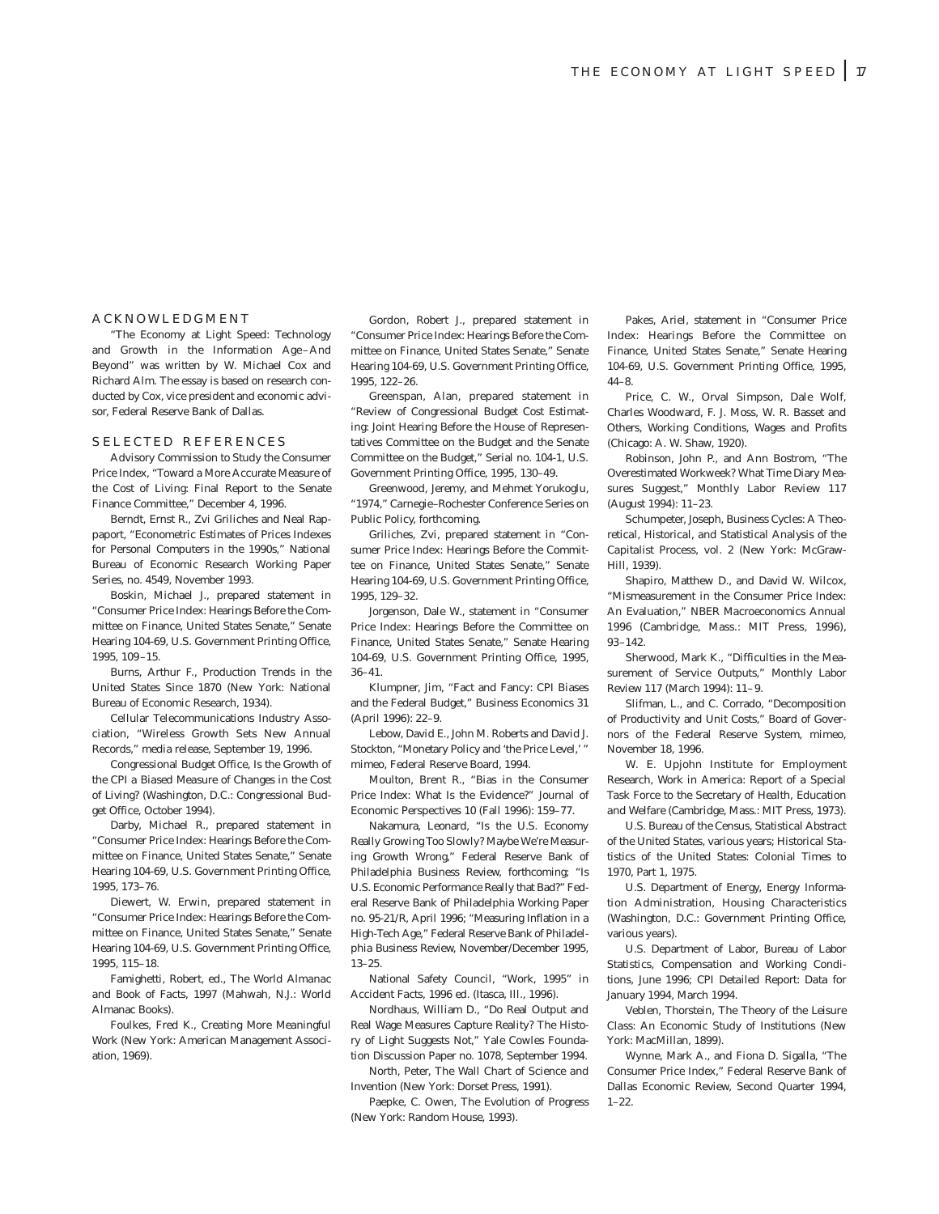## ACKNOWLEDGMENT

"The Economy at Light Speed: Technology and Growth in the Information Age–And Beyond" was written by W. Michael Cox and Richard Alm. The essay is based on research conducted by Cox, vice president and economic advisor, Federal Reserve Bank of Dallas.

## SELECTED REFERENCES

Advisory Commission to Study the Consumer Price Index, "Toward a More Accurate Measure of the Cost of Living: Final Report to the Senate Finance Committee," December 4, 1996.

Berndt, Ernst R., Zvi Griliches and Neal Rappaport, "Econometric Estimates of Prices Indexes for Personal Computers in the 1990s," National Bureau of Economic Research Working Paper Series, no. 4549, November 1993.

Boskin, Michael J., prepared statement in "Consumer Price Index: Hearings Before the Committee on Finance, United States Senate," Senate Hearing 104-69, U.S. Government Printing Office, 1995, 109–15.

Burns, Arthur F., Production Trends in the United States Since 1870 (New York: National Bureau of Economic Research, 1934).

Cellular Telecommunications Industry Association, "Wireless Growth Sets New Annual Records," media release, September 19, 1996.

Congressional Budget Office, Is the Growth of the CPI a Biased Measure of Changes in the Cost of Living? (Washington, D.C.: Congressional Budget Office, October 1994).

Darby, Michael R., prepared statement in "Consumer Price Index: Hearings Before the Committee on Finance, United States Senate," Senate Hearing 104-69, U.S. Government Printing Office, 1995, 173–76.

Diewert, W. Erwin, prepared statement in "Consumer Price Index: Hearings Before the Committee on Finance, United States Senate," Senate Hearing 104-69, U.S. Government Printing Office, 1995, 115–18.

Famighetti, Robert, ed., The World Almanac and Book of Facts, 1997 (Mahwah, N.J.: World Almanac Books).

Foulkes, Fred K., Creating More Meaningful Work (New York: American Management Association, 1969).

Gordon, Robert J., prepared statement in "Consumer Price Index: Hearings Before the Committee on Finance, United States Senate," Senate Hearing 104-69, U.S. Government Printing Office, 1995, 122–26.

Greenspan, Alan, prepared statement in "Review of Congressional Budget Cost Estimating: Joint Hearing Before the House of Representatives Committee on the Budget and the Senate Committee on the Budget," Serial no. 104-1, U.S. Government Printing Office, 1995, 130–49.

Greenwood, Jeremy, and Mehmet Yorukoglu, "1974," Carnegie–Rochester Conference Series on Public Policy, forthcoming.

Griliches, Zvi, prepared statement in "Consumer Price Index: Hearings Before the Committee on Finance, United States Senate," Senate Hearing 104-69, U.S. Government Printing Office, 1995, 129–32.

Jorgenson, Dale W., statement in "Consumer Price Index: Hearings Before the Committee on Finance, United States Senate," Senate Hearing 104-69, U.S. Government Printing Office, 1995, 36–41.

Klumpner, Jim, "Fact and Fancy: CPI Biases and the Federal Budget," Business Economics 31 (April 1996): 22–9.

Lebow, David E., John M. Roberts and David J. Stockton, "Monetary Policy and 'the Price Level,' " mimeo, Federal Reserve Board, 1994.

Moulton, Brent R., "Bias in the Consumer Price Index: What Is the Evidence?" Journal of Economic Perspectives 10 (Fall 1996): 159–77.

Nakamura, Leonard, "Is the U.S. Economy Really Growing Too Slowly? Maybe We're Measuring Growth Wrong," Federal Reserve Bank of Philadelphia Business Review, forthcoming; "Is U.S. Economic Performance Really that Bad?" Federal Reserve Bank of Philadelphia Working Paper no. 95-21/R, April 1996; "Measuring Inflation in a High-Tech Age," Federal Reserve Bank of Philadelphia Business Review, November/December 1995, 13–25.

National Safety Council, "Work, 1995" in Accident Facts, 1996 ed. (Itasca, Ill., 1996).

Nordhaus, William D., "Do Real Output and Real Wage Measures Capture Reality? The History of Light Suggests Not," Yale Cowles Foundation Discussion Paper no. 1078, September 1994.

North, Peter, The Wall Chart of Science and Invention (New York: Dorset Press, 1991).

Paepke, C. Owen, The Evolution of Progress (New York: Random House, 1993).

Pakes, Ariel, statement in "Consumer Price Index: Hearings Before the Committee on Finance, United States Senate," Senate Hearing 104-69, U.S. Government Printing Office, 1995, 44–8.

Price, C. W., Orval Simpson, Dale Wolf, Charles Woodward, F. J. Moss, W. R. Basset and Others, Working Conditions, Wages and Profits (Chicago: A. W. Shaw, 1920).

Robinson, John P., and Ann Bostrom, "The Overestimated Workweek? What Time Diary Measures Suggest," Monthly Labor Review 117 (August 1994): 11–23.

Schumpeter, Joseph, Business Cycles: A Theoretical, Historical, and Statistical Analysis of the Capitalist Process, vol. 2 (New York: McGraw-Hill, 1939).

Shapiro, Matthew D., and David W. Wilcox, "Mismeasurement in the Consumer Price Index: An Evaluation," NBER Macroeconomics Annual 1996 (Cambridge, Mass.: MIT Press, 1996), 93–142.

Sherwood, Mark K., "Difficulties in the Measurement of Service Outputs," Monthly Labor Review 117 (March 1994): 11–9.

Slifman, L., and C. Corrado, "Decomposition of Productivity and Unit Costs," Board of Governors of the Federal Reserve System, mimeo, November 18, 1996.

W. E. Upjohn Institute for Employment Research, Work in America: Report of a Special Task Force to the Secretary of Health, Education and Welfare (Cambridge, Mass.: MIT Press, 1973).

U.S. Bureau of the Census, Statistical Abstract of the United States, various years; Historical Statistics of the United States: Colonial Times to 1970, Part 1, 1975.

U.S. Department of Energy, Energy Information Administration, Housing Characteristics (Washington, D.C.: Government Printing Office, various years).

U.S. Department of Labor, Bureau of Labor Statistics, Compensation and Working Conditions, June 1996; CPI Detailed Report: Data for January 1994, March 1994.

Veblen, Thorstein, The Theory of the Leisure Class: An Economic Study of Institutions (New York: MacMillan, 1899).

Wynne, Mark A., and Fiona D. Sigalla, "The Consumer Price Index," Federal Reserve Bank of Dallas Economic Review, Second Quarter 1994, 1–22.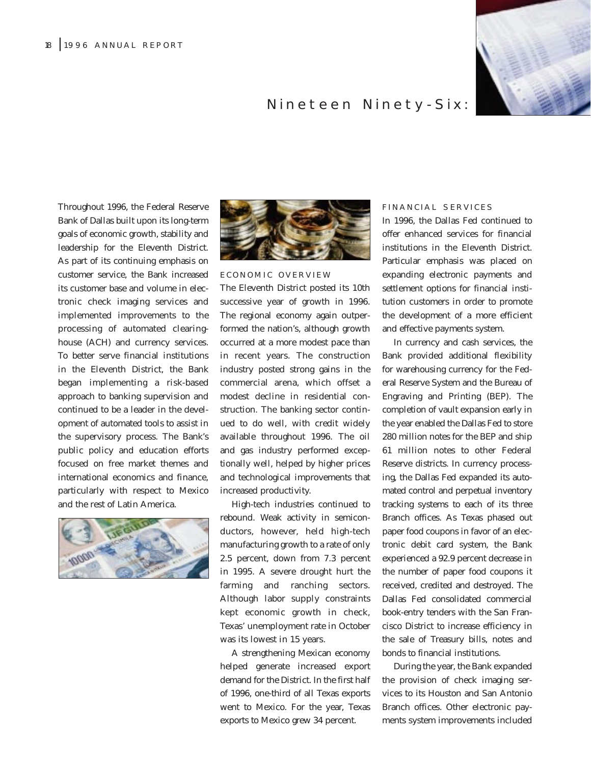# Nineteen Ninety-Six:

Throughout 1996, the Federal Reserve Bank of Dallas built upon its long-term goals of economic growth, stability and leadership for the Eleventh District. As part of its continuing emphasis on customer service, the Bank increased its customer base and volume in electronic check imaging services and implemented improvements to the processing of automated clearinghouse (ACH) and currency services. To better serve financial institutions in the Eleventh District, the Bank began implementing a risk-based approach to banking supervision and continued to be a leader in the development of automated tools to assist in the supervisory process. The Bank's public policy and education efforts focused on free market themes and international economics and finance, particularly with respect to Mexico and the rest of Latin America.

## ECONOMIC OVERVIEW

The Eleventh District posted its 10th successive year of growth in 1996. The regional economy again outperformed the nation's, although growth occurred at a more modest pace than in recent years. The construction industry posted strong gains in the commercial arena, which offset a modest decline in residential construction. The banking sector continued to do well, with credit widely available throughout 1996. The oil and gas industry performed exceptionally well, helped by higher prices and technological improvements that increased productivity.

High-tech industries continued to rebound. Weak activity in semiconductors, however, held high-tech manufacturing growth to a rate of only 2.5 percent, down from 7.3 percent in 1995. A severe drought hurt the farming and ranching sectors. Although labor supply constraints kept economic growth in check, Texas' unemployment rate in October was its lowest in 15 years.

A strengthening Mexican economy helped generate increased export demand for the District. In the first half of 1996, one-third of all Texas exports went to Mexico. For the year, Texas exports to Mexico grew 34 percent.

## FINANCIAL SERVICES

In 1996, the Dallas Fed continued to offer enhanced services for financial institutions in the Eleventh District. Particular emphasis was placed on expanding electronic payments and settlement options for financial institution customers in order to promote the development of a more efficient and effective payments system.

In currency and cash services, the Bank provided additional flexibility for warehousing currency for the Federal Reserve System and the Bureau of Engraving and Printing (BEP). The completion of vault expansion early in the year enabled the Dallas Fed to store 280 million notes for the BEP and ship 61 million notes to other Federal Reserve districts. In currency processing, the Dallas Fed expanded its automated control and perpetual inventory tracking systems to each of its three Branch offices. As Texas phased out paper food coupons in favor of an electronic debit card system, the Bank experienced a 92.9 percent decrease in the number of paper food coupons it received, credited and destroyed. The Dallas Fed consolidated commercial book-entry tenders with the San Francisco District to increase efficiency in the sale of Treasury bills, notes and bonds to financial institutions.

During the year, the Bank expanded the provision of check imaging services to its Houston and San Antonio Branch offices. Other electronic payments system improvements included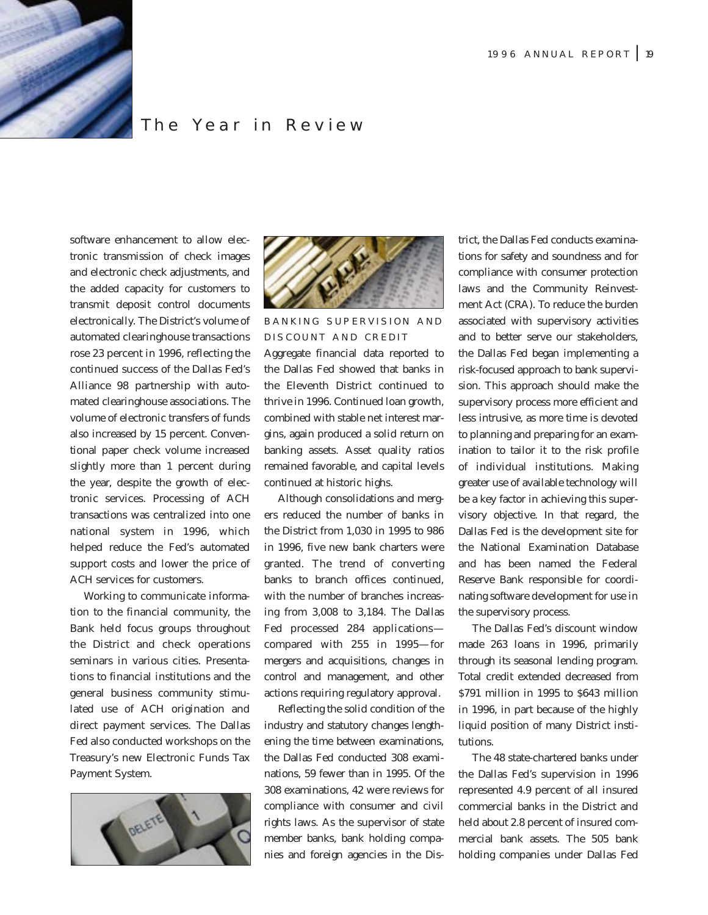# The Year in Review

software enhancement to allow electronic transmission of check images and electronic check adjustments, and the added capacity for customers to transmit deposit control documents electronically. The District's volume of automated clearinghouse transactions rose 23 percent in 1996, reflecting the continued success of the Dallas Fed's Alliance 98 partnership with automated clearinghouse associations. The volume of electronic transfers of funds also increased by 15 percent. Conventional paper check volume increased slightly more than 1 percent during the year, despite the growth of electronic services. Processing of ACH transactions was centralized into one national system in 1996, which helped reduce the Fed's automated support costs and lower the price of ACH services for customers.

Working to communicate information to the financial community, the Bank held focus groups throughout the District and check operations seminars in various cities. Presentations to financial institutions and the general business community stimulated use of ACH origination and direct payment services. The Dallas Fed also conducted workshops on the Treasury's new Electronic Funds Tax Payment System.

## BANKING SUPERVISION AND DISCOUNT AND CREDIT

Aggregate financial data reported to the Dallas Fed showed that banks in the Eleventh District continued to thrive in 1996. Continued loan growth, combined with stable net interest margins, again produced a solid return on banking assets. Asset quality ratios remained favorable, and capital levels continued at historic highs.

Although consolidations and mergers reduced the number of banks in the District from 1,030 in 1995 to 986 in 1996, five new bank charters were granted. The trend of converting banks to branch offices continued, with the number of branches increasing from 3,008 to 3,184. The Dallas Fed processed 284 applications—compared with 255 in 1995—for mergers and acquisitions, changes in control and management, and other actions requiring regulatory approval.

Reflecting the solid condition of the industry and statutory changes lengthening the time between examinations, the Dallas Fed conducted 308 examinations, 59 fewer than in 1995. Of the 308 examinations, 42 were reviews for compliance with consumer and civil rights laws. As the supervisor of state member banks, bank holding companies and foreign agencies in the District, the Dallas Fed conducts examinations for safety and soundness and for compliance with consumer protection laws and the Community Reinvestment Act (CRA). To reduce the burden associated with supervisory activities and to better serve our stakeholders, the Dallas Fed began implementing a risk-focused approach to bank supervision. This approach should make the supervisory process more efficient and less intrusive, as more time is devoted to planning and preparing for an examination to tailor it to the risk profile of individual institutions. Making greater use of available technology will be a key factor in achieving this supervisory objective. In that regard, the Dallas Fed is the development site for the National Examination Database and has been named the Federal Reserve Bank responsible for coordinating software development for use in the supervisory process.

The Dallas Fed's discount window made 263 loans in 1996, primarily through its seasonal lending program. Total credit extended decreased from \$791 million in 1995 to \$643 million in 1996, in part because of the highly liquid position of many District institutions.

The 48 state-chartered banks under the Dallas Fed's supervision in 1996 represented 4.9 percent of all insured commercial banks in the District and held about 2.8 percent of insured commercial bank assets. The 505 bank holding companies under Dallas Fed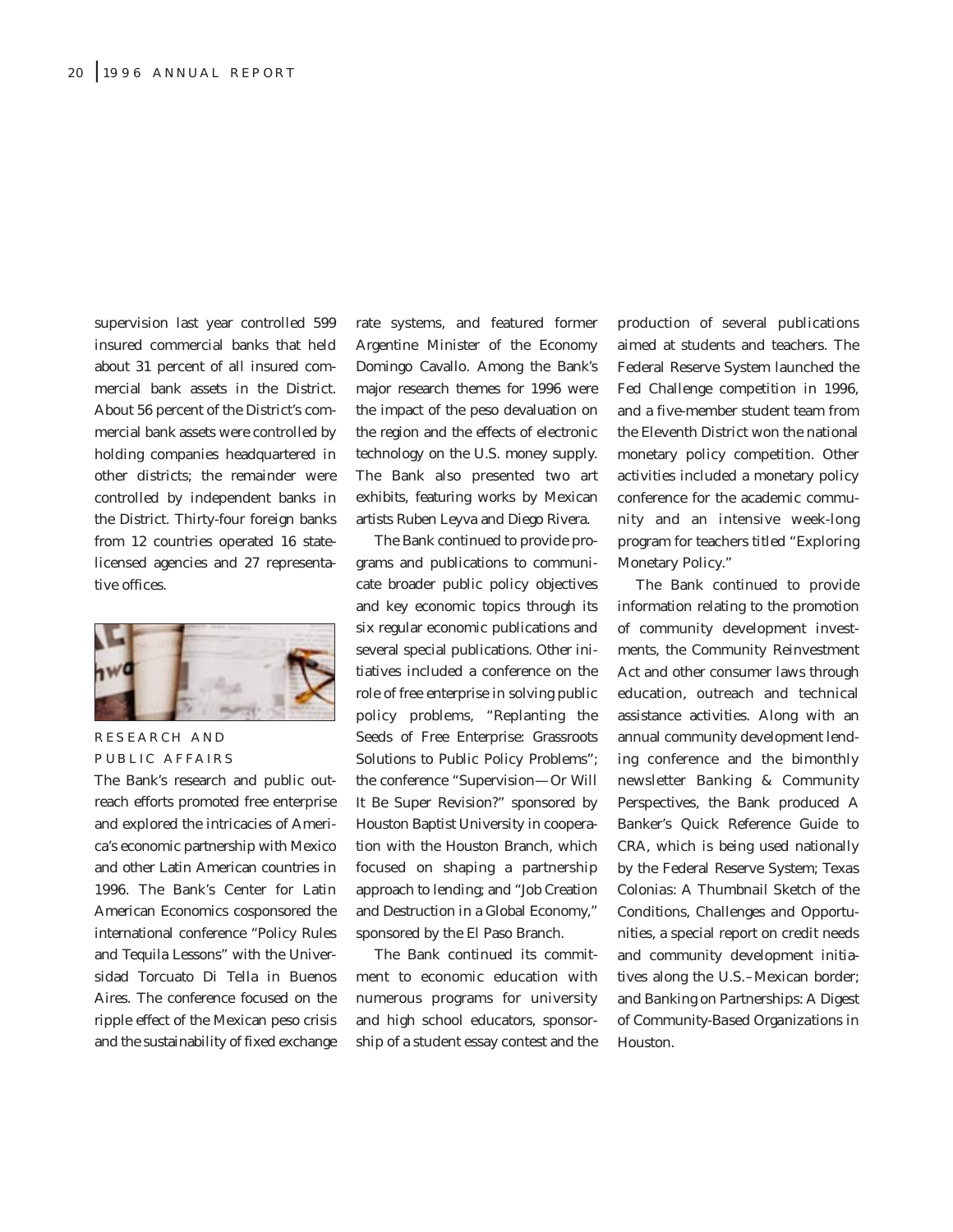supervision last year controlled 599 insured commercial banks that held about 31 percent of all insured commercial bank assets in the District. About 56 percent of the District's commercial bank assets were controlled by holding companies headquartered in other districts; the remainder were controlled by independent banks in the District. Thirty-four foreign banks from 12 countries operated 16 state-licensed agencies and 27 representative offices.

## RESEARCH AND PUBLIC AFFAIRS

The Bank's research and public outreach efforts promoted free enterprise and explored the intricacies of America's economic partnership with Mexico and other Latin American countries in 1996. The Bank's Center for Latin American Economics cosponsored the international conference "Policy Rules and Tequila Lessons" with the Universidad Torcuato Di Tella in Buenos Aires. The conference focused on the ripple effect of the Mexican peso crisis and the sustainability of fixed exchange rate systems, and featured former Argentine Minister of the Economy Domingo Cavallo. Among the Bank's major research themes for 1996 were the impact of the peso devaluation on the region and the effects of electronic technology on the U.S. money supply. The Bank also presented two art exhibits, featuring works by Mexican artists Ruben Leyva and Diego Rivera.

The Bank continued to provide programs and publications to communicate broader public policy objectives and key economic topics through its six regular economic publications and several special publications. Other initiatives included a conference on the role of free enterprise in solving public policy problems, "Replanting the Seeds of Free Enterprise: Grassroots Solutions to Public Policy Problems"; the conference "Supervision—Or Will It Be Super Revision?" sponsored by Houston Baptist University in cooperation with the Houston Branch, which focused on shaping a partnership approach to lending; and "Job Creation and Destruction in a Global Economy," sponsored by the El Paso Branch.

The Bank continued its commitment to economic education with numerous programs for university and high school educators, sponsorship of a student essay contest and the production of several publications aimed at students and teachers. The Federal Reserve System launched the Fed Challenge competition in 1996, and a five-member student team from the Eleventh District won the national monetary policy competition. Other activities included a monetary policy conference for the academic community and an intensive week-long program for teachers titled "Exploring Monetary Policy."

The Bank continued to provide information relating to the promotion of community development investments, the Community Reinvestment Act and other consumer laws through education, outreach and technical assistance activities. Along with an annual community development lending conference and the bimonthly newsletter *Banking & Community Perspectives*, the Bank produced *A Banker's Quick Reference Guide to CRA*, which is being used nationally by the Federal Reserve System; *Texas Colonias: A Thumbnail Sketch of the Conditions, Challenges and Opportunities*, a special report on credit needs and community development initiatives along the U.S.–Mexican border; and *Banking on Partnerships: A Digest of Community-Based Organizations in Houston*.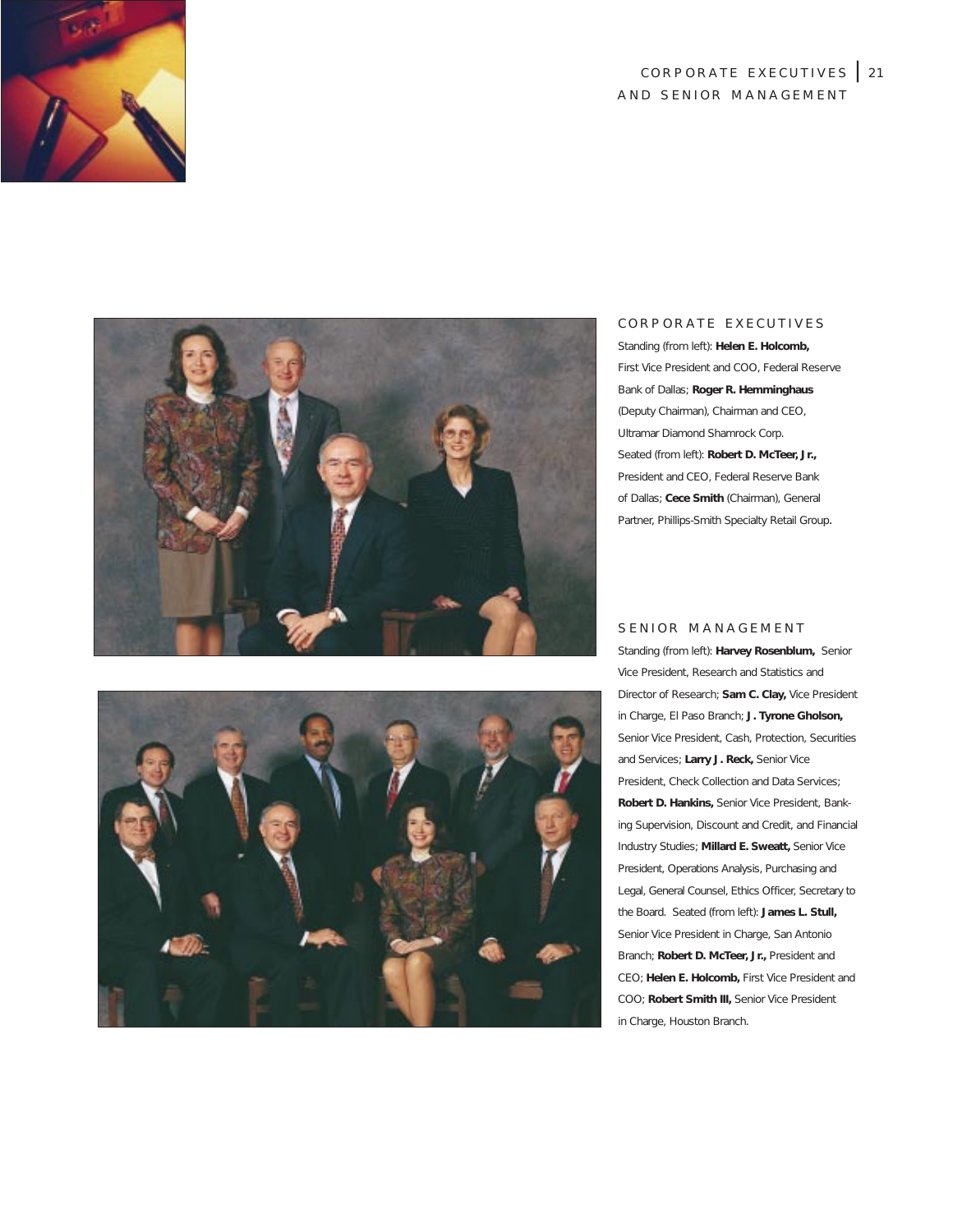# CORPORATE EXECUTIVES AND SENIOR MANAGEMENT

## CORPORATE EXECUTIVES

Standing (from left): **Helen E. Holcomb,** First Vice President and COO, Federal Reserve Bank of Dallas; **Roger R. Hemminghaus** (Deputy Chairman), Chairman and CEO, Ultramar Diamond Shamrock Corp. Seated (from left): **Robert D. McTeer, Jr.,** President and CEO, Federal Reserve Bank of Dallas; **Cece Smith** (Chairman), General Partner, Phillips-Smith Specialty Retail Group.

## SENIOR MANAGEMENT

Standing (from left): **Harvey Rosenblum,** Senior Vice President, Research and Statistics and Director of Research; **Sam C. Clay,** Vice President in Charge, El Paso Branch; **J. Tyrone Gholson,** Senior Vice President, Cash, Protection, Securities and Services; **Larry J. Reck,** Senior Vice President, Check Collection and Data Services; **Robert D. Hankins,** Senior Vice President, Banking Supervision, Discount and Credit, and Financial Industry Studies; **Millard E. Sweatt,** Senior Vice President, Operations Analysis, Purchasing and Legal, General Counsel, Ethics Officer, Secretary to the Board. Seated (from left): **James L. Stull,** Senior Vice President in Charge, San Antonio Branch; **Robert D. McTeer, Jr.,** President and CEO; **Helen E. Holcomb,** First Vice President and COO; **Robert Smith III,** Senior Vice President in Charge, Houston Branch.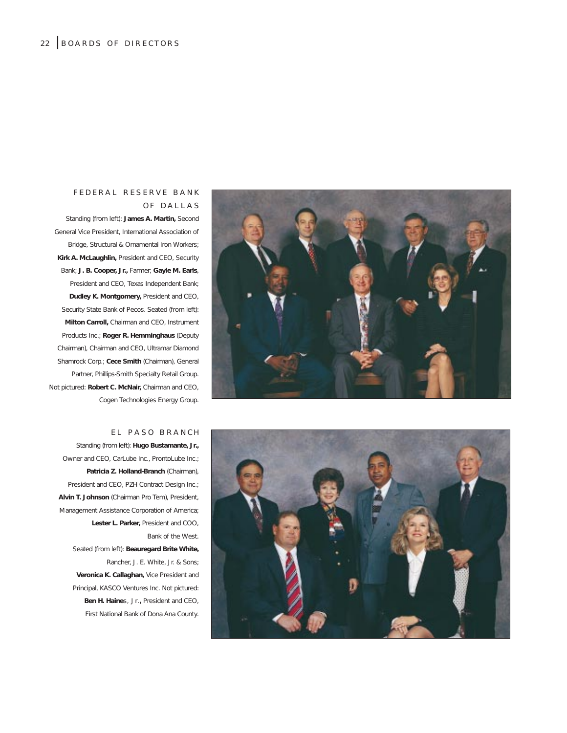# BOARDS OF DIRECTORS

## FEDERAL RESERVE BANK OF DALLAS

Standing (from left): **James A. Martin,** Second General Vice President, International Association of Bridge, Structural & Ornamental Iron Workers; **Kirk A. McLaughlin,** President and CEO, Security Bank; **J. B. Cooper, Jr.,** Farmer; **Gayle M. Earls**, President and CEO, Texas Independent Bank; **Dudley K. Montgomery,** President and CEO, Security State Bank of Pecos. Seated (from left): **Milton Carroll,** Chairman and CEO, Instrument Products Inc.; **Roger R. Hemminghaus** (Deputy Chairman), Chairman and CEO, Ultramar Diamond Shamrock Corp.; **Cece Smith** (Chairman), General Partner, Phillips-Smith Specialty Retail Group. Not pictured: **Robert C. McNair,** Chairman and CEO, Cogen Technologies Energy Group.

## EL PASO BRANCH

Standing (from left): **Hugo Bustamante, Jr.,** Owner and CEO, CarLube Inc., ProntoLube Inc.; **Patricia Z. Holland-Branch** (Chairman), President and CEO, PZH Contract Design Inc.; **Alvin T. Johnson** (Chairman Pro Tem), President, Management Assistance Corporation of America; **Lester L. Parker,** President and COO, Bank of the West. Seated (from left): **Beauregard Brite White,** Rancher, J. E. White, Jr. & Sons; **Veronica K. Callaghan,** Vice President and Principal, KASCO Ventures Inc. Not pictured: **Ben H. Haines, Jr.,** President and CEO, First National Bank of Dona Ana County.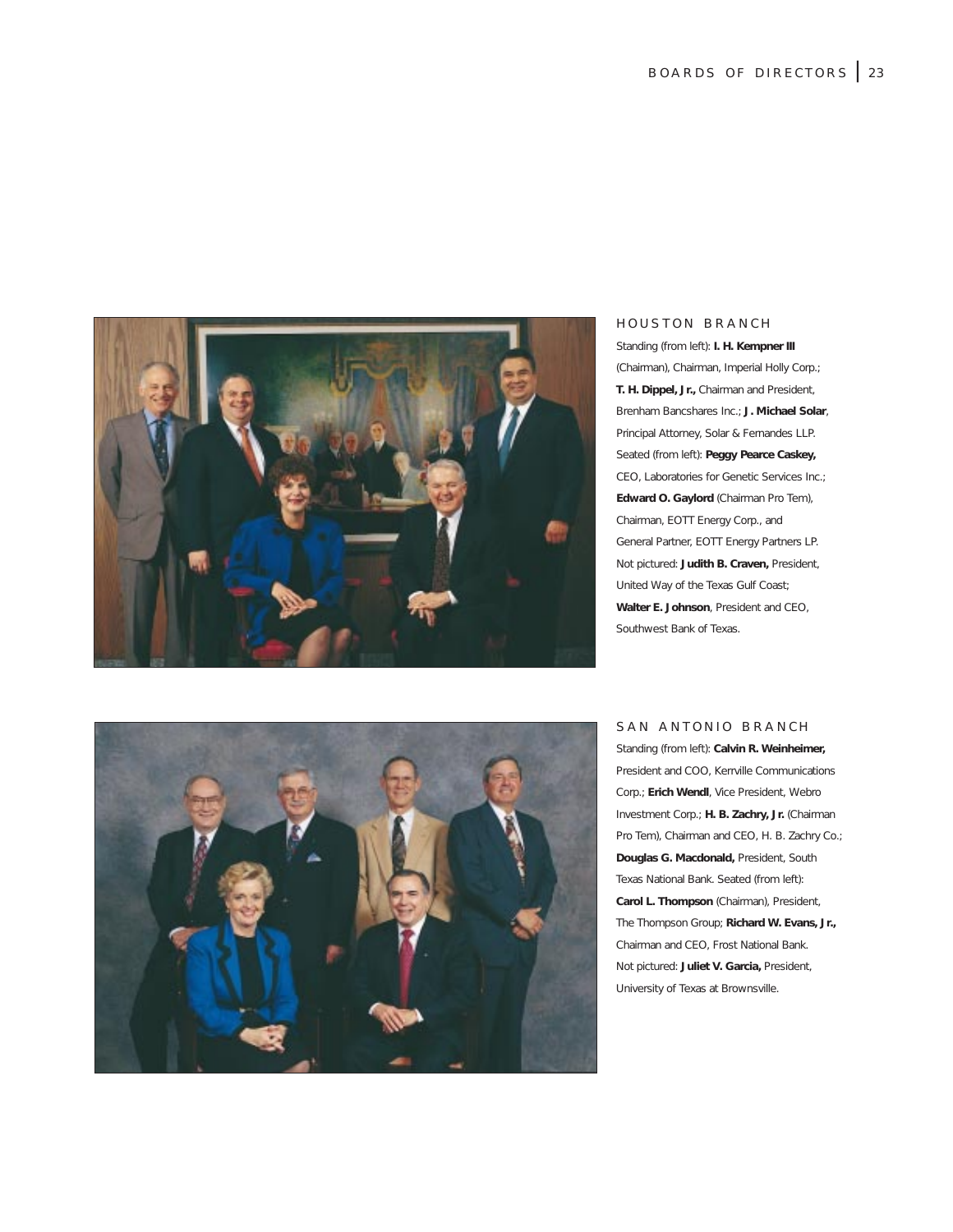## HOUSTON BRANCH

Standing (from left): **I. H. Kempner III** (Chairman), Chairman, Imperial Holly Corp.; **T. H. Dippel, Jr.,** Chairman and President, Brenham Bancshares Inc.; **J. Michael Solar**, Principal Attorney, Solar & Fernandes LLP. Seated (from left): **Peggy Pearce Caskey,** CEO, Laboratories for Genetic Services Inc.; **Edward O. Gaylord** (Chairman Pro Tem), Chairman, EOTT Energy Corp., and General Partner, EOTT Energy Partners LP. Not pictured: **Judith B. Craven,** President, United Way of the Texas Gulf Coast; **Walter E. Johnson**, President and CEO, Southwest Bank of Texas.

## SAN ANTONIO BRANCH

Standing (from left): **Calvin R. Weinheimer,** President and COO, Kerrville Communications Corp.; **Erich Wendl**, Vice President, Webro Investment Corp.; **H. B. Zachry, Jr.** (Chairman Pro Tem), Chairman and CEO, H. B. Zachry Co.; **Douglas G. Macdonald,** President, South Texas National Bank. Seated (from left): **Carol L. Thompson** (Chairman), President, The Thompson Group; **Richard W. Evans, Jr.,** Chairman and CEO, Frost National Bank. Not pictured: **Juliet V. Garcia,** President, University of Texas at Brownsville.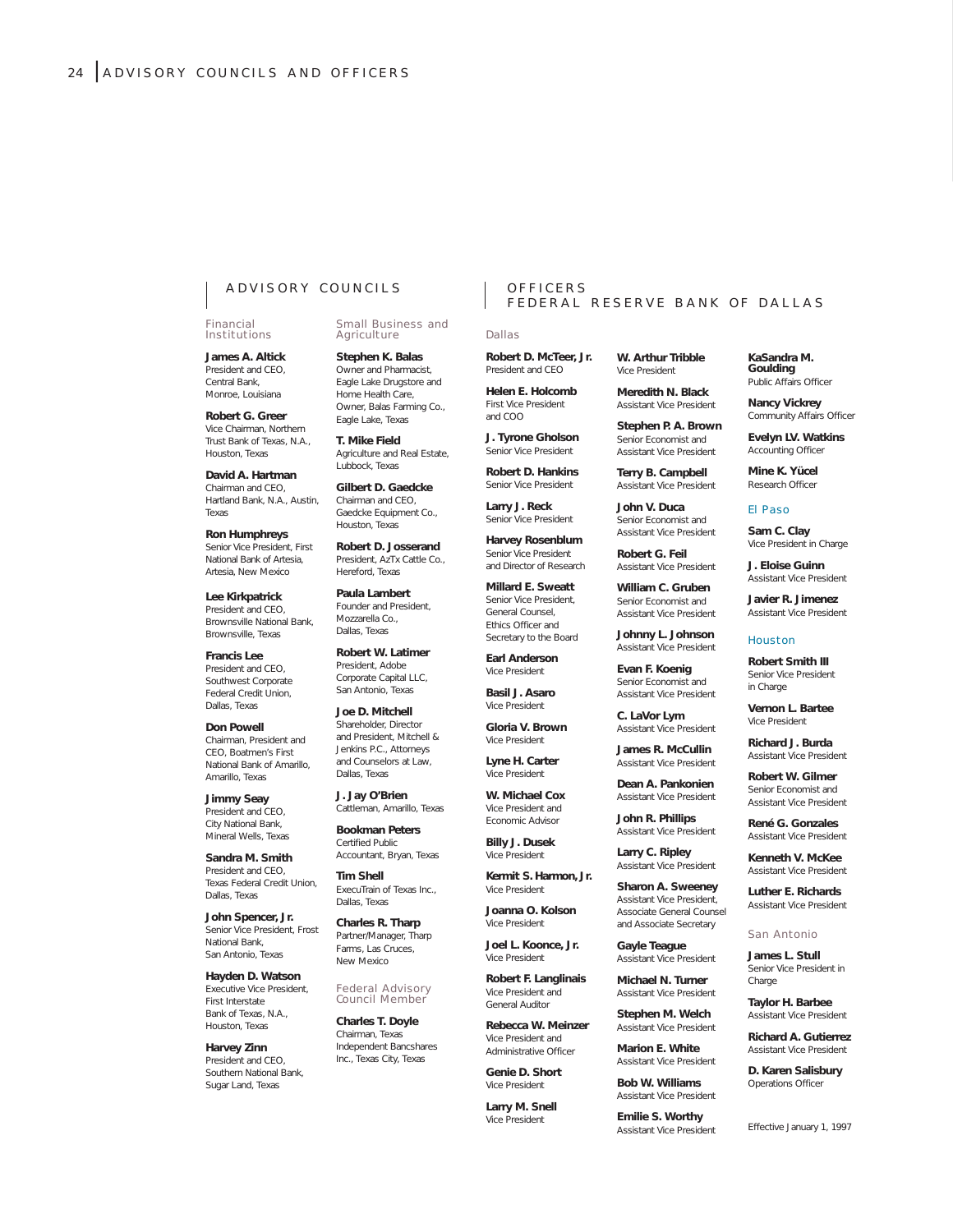# ADVISORY COUNCILS AND OFFICERS

## ADVISORY COUNCILS

### Financial Institutions

**James A. Altick**
President and CEO, Central Bank, Monroe, Louisiana

**Robert G. Greer**
Vice Chairman, Northern Trust Bank of Texas, N.A., Houston, Texas

**David A. Hartman**
Chairman and CEO, Hartland Bank, N.A., Austin, Texas

**Ron Humphreys**
Senior Vice President, First National Bank of Artesia, Artesia, New Mexico

**Lee Kirkpatrick**
President and CEO, Brownsville National Bank, Brownsville, Texas

**Francis Lee**
President and CEO, Southwest Corporate Federal Credit Union, Dallas, Texas

**Don Powell**
Chairman, President and CEO, Boatmen's First National Bank of Amarillo, Amarillo, Texas

**Jimmy Seay**
President and CEO, City National Bank, Mineral Wells, Texas

**Sandra M. Smith**
President and CEO, Texas Federal Credit Union, Dallas, Texas

**John Spencer, Jr.**
Senior Vice President, Frost National Bank, San Antonio, Texas

**Hayden D. Watson**
Executive Vice President, First Interstate Bank of Texas, N.A., Houston, Texas

**Harvey Zinn**
President and CEO, Southern National Bank, Sugar Land, Texas

### Small Business and Agriculture

**Stephen K. Balas**
Owner and Pharmacist, Eagle Lake Drugstore and Home Health Care, Owner, Balas Farming Co., Eagle Lake, Texas

**T. Mike Field**
Agriculture and Real Estate, Lubbock, Texas

**Gilbert D. Gaedcke**
Chairman and CEO, Gaedcke Equipment Co., Houston, Texas

**Robert D. Josserand**
President, AzTx Cattle Co., Hereford, Texas

**Paula Lambert**
Founder and President, Mozzarella Co., Dallas, Texas

**Robert W. Latimer**
President, Adobe Corporate Capital LLC, San Antonio, Texas

**Joe D. Mitchell**
Shareholder, Director and President, Mitchell & Jenkins P.C., Attorneys and Counselors at Law, Dallas, Texas

**J. Jay O'Brien**
Cattleman, Amarillo, Texas

**Bookman Peters**
Certified Public Accountant, Bryan, Texas

**Tim Shell**
ExecuTrain of Texas Inc., Dallas, Texas

**Charles R. Tharp**
Partner/Manager, Tharp Farms, Las Cruces, New Mexico

### Federal Advisory Council Member

**Charles T. Doyle**
Chairman, Texas Independent Bancshares Inc., Texas City, Texas

## OFFICERS FEDERAL RESERVE BANK OF DALLAS

### Dallas

**Robert D. McTeer, Jr.**
President and CEO

**Helen E. Holcomb**
First Vice President and COO

**J. Tyrone Gholson**
Senior Vice President

**Robert D. Hankins**
Senior Vice President

**Larry J. Reck**
Senior Vice President

**Harvey Rosenblum**
Senior Vice President and Director of Research

**Millard E. Sweatt**
Senior Vice President, General Counsel, Ethics Officer and Secretary to the Board

**Earl Anderson**
Vice President

**Basil J. Asaro**
Vice President

**Gloria V. Brown**
Vice President

**Lyne H. Carter**
Vice President

**W. Michael Cox**
Vice President and Economic Advisor

**Billy J. Dusek**
Vice President

**Kermit S. Harmon, Jr.**
Vice President

**Joanna O. Kolson**
Vice President

**Joel L. Koonce, Jr.**
Vice President

**Robert F. Langlinais**
Vice President and General Auditor

**Rebecca W. Meinzer**
Vice President and Administrative Officer

**Genie D. Short**
Vice President

**Larry M. Snell**
Vice President

**W. Arthur Tribble**
Vice President

**Meredith N. Black**
Assistant Vice President

**Stephen P. A. Brown**
Senior Economist and Assistant Vice President

**Terry B. Campbell**
Assistant Vice President

**John V. Duca**
Senior Economist and Assistant Vice President

**Robert G. Feil**
Assistant Vice President

**William C. Gruben**
Senior Economist and Assistant Vice President

**Johnny L. Johnson**
Assistant Vice President

**Evan F. Koenig**
Senior Economist and Assistant Vice President

**C. LaVor Lym**
Assistant Vice President

**James R. McCullin**
Assistant Vice President

**Dean A. Pankonien**
Assistant Vice President

**John R. Phillips**
Assistant Vice President

**Larry C. Ripley**
Assistant Vice President

**Sharon A. Sweeney**
Assistant Vice President, Associate General Counsel and Associate Secretary

**Gayle Teague**
Assistant Vice President

**Michael N. Turner**
Assistant Vice President

**Stephen M. Welch**
Assistant Vice President

**Marion E. White**
Assistant Vice President

**Bob W. Williams**
Assistant Vice President

**Emilie S. Worthy**
Assistant Vice President

**KaSandra M. Goulding**
Public Affairs Officer

**Nancy Vickrey**
Community Affairs Officer

**Evelyn LV. Watkins**
Accounting Officer

**Mine K. Yücel**
Research Officer

### El Paso

**Sam C. Clay**
Vice President in Charge

**J. Eloise Guinn**
Assistant Vice President

**Javier R. Jimenez**
Assistant Vice President

### Houston

**Robert Smith III**
Senior Vice President in Charge

**Vernon L. Bartee**
Vice President

**Richard J. Burda**
Assistant Vice President

**Robert W. Gilmer**
Senior Economist and Assistant Vice President

**René G. Gonzales**
Assistant Vice President

**Kenneth V. McKee**
Assistant Vice President

**Luther E. Richards**
Assistant Vice President

### San Antonio

**James L. Stull**
Senior Vice President in Charge

**Taylor H. Barbee**
Assistant Vice President

**Richard A. Gutierrez**
Assistant Vice President

**D. Karen Salisbury**
Operations Officer

Effective January 1, 1997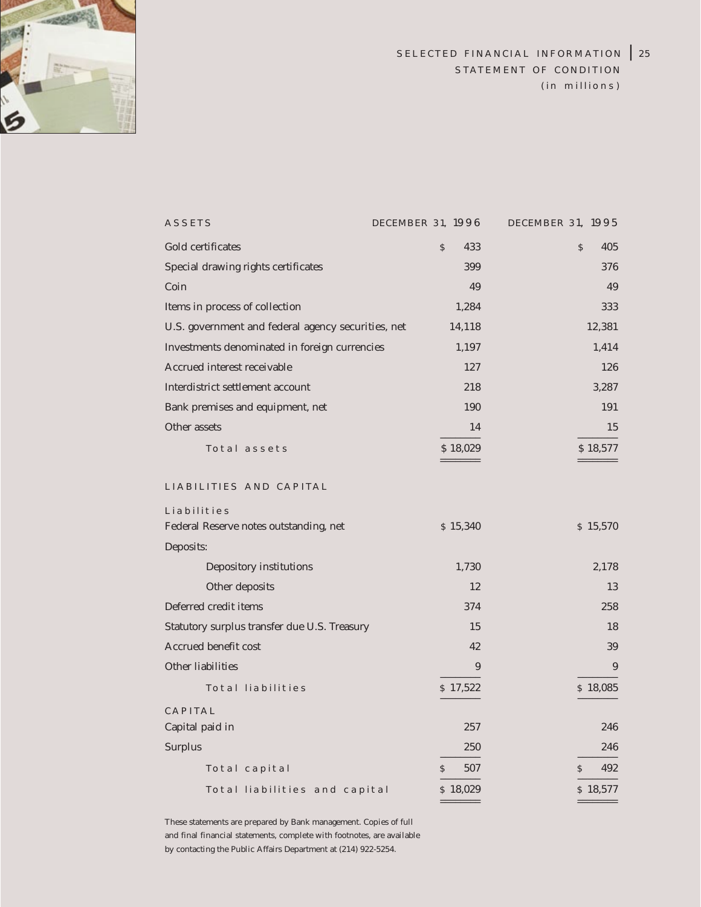## SELECTED FINANCIAL INFORMATION
### STATEMENT OF CONDITION
(in millions)

| ASSETS | DECEMBER 31, 1996 | DECEMBER 31, 1995 |
|---|---|---|
| Gold certificates | $ 433 | $ 405 |
| Special drawing rights certificates | 399 | 376 |
| Coin | 49 | 49 |
| Items in process of collection | 1,284 | 333 |
| U.S. government and federal agency securities, net | 14,118 | 12,381 |
| Investments denominated in foreign currencies | 1,197 | 1,414 |
| Accrued interest receivable | 127 | 126 |
| Interdistrict settlement account | 218 | 3,287 |
| Bank premises and equipment, net | 190 | 191 |
| Other assets | 14 | 15 |
| Total assets | $ 18,029 | $ 18,577 |
| **LIABILITIES AND CAPITAL** | | |
| Liabilities | | |
| Federal Reserve notes outstanding, net | $ 15,340 | $ 15,570 |
| Deposits: | | |
| Depository institutions | 1,730 | 2,178 |
| Other deposits | 12 | 13 |
| Deferred credit items | 374 | 258 |
| Statutory surplus transfer due U.S. Treasury | 15 | 18 |
| Accrued benefit cost | 42 | 39 |
| Other liabilities | 9 | 9 |
| Total liabilities | $ 17,522 | $ 18,085 |
| CAPITAL | | |
| Capital paid in | 257 | 246 |
| Surplus | 250 | 246 |
| Total capital | $ 507 | $ 492 |
| Total liabilities and capital | $ 18,029 | $ 18,577 |

These statements are prepared by Bank management. Copies of full and final financial statements, complete with footnotes, are available by contacting the Public Affairs Department at (214) 922-5254.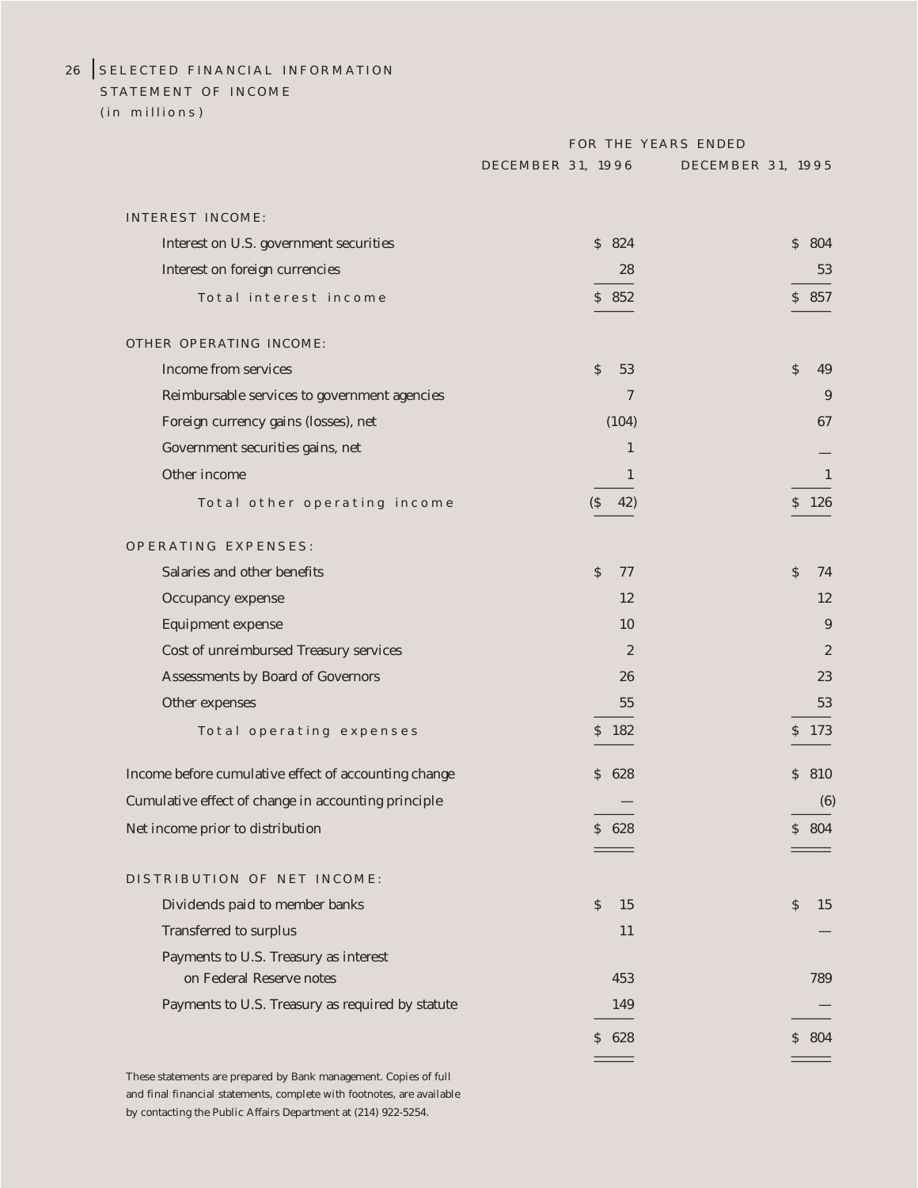## SELECTED FINANCIAL INFORMATION

### STATEMENT OF INCOME

(in millions)

| | FOR THE YEARS ENDED | |
|---|---|---|
| | DECEMBER 31, 1996 | DECEMBER 31, 1995 |
| **INTEREST INCOME:** | | |
| Interest on U.S. government securities | $ 824 | $ 804 |
| Interest on foreign currencies | 28 | 53 |
| Total interest income | $ 852 | $ 857 |
| **OTHER OPERATING INCOME:** | | |
| Income from services | $ 53 | $ 49 |
| Reimbursable services to government agencies | 7 | 9 |
| Foreign currency gains (losses), net | (104) | 67 |
| Government securities gains, net | 1 | — |
| Other income | 1 | 1 |
| Total other operating income | ($ 42) | $ 126 |
| **OPERATING EXPENSES:** | | |
| Salaries and other benefits | $ 77 | $ 74 |
| Occupancy expense | 12 | 12 |
| Equipment expense | 10 | 9 |
| Cost of unreimbursed Treasury services | 2 | 2 |
| Assessments by Board of Governors | 26 | 23 |
| Other expenses | 55 | 53 |
| Total operating expenses | $ 182 | $ 173 |
| Income before cumulative effect of accounting change | $ 628 | $ 810 |
| Cumulative effect of change in accounting principle | — | (6) |
| Net income prior to distribution | $ 628 | $ 804 |
| **DISTRIBUTION OF NET INCOME:** | | |
| Dividends paid to member banks | $ 15 | $ 15 |
| Transferred to surplus | 11 | — |
| Payments to U.S. Treasury as interest on Federal Reserve notes | 453 | 789 |
| Payments to U.S. Treasury as required by statute | 149 | — |
| | $ 628 | $ 804 |

These statements are prepared by Bank management. Copies of full and final financial statements, complete with footnotes, are available by contacting the Public Affairs Department at (214) 922-5254.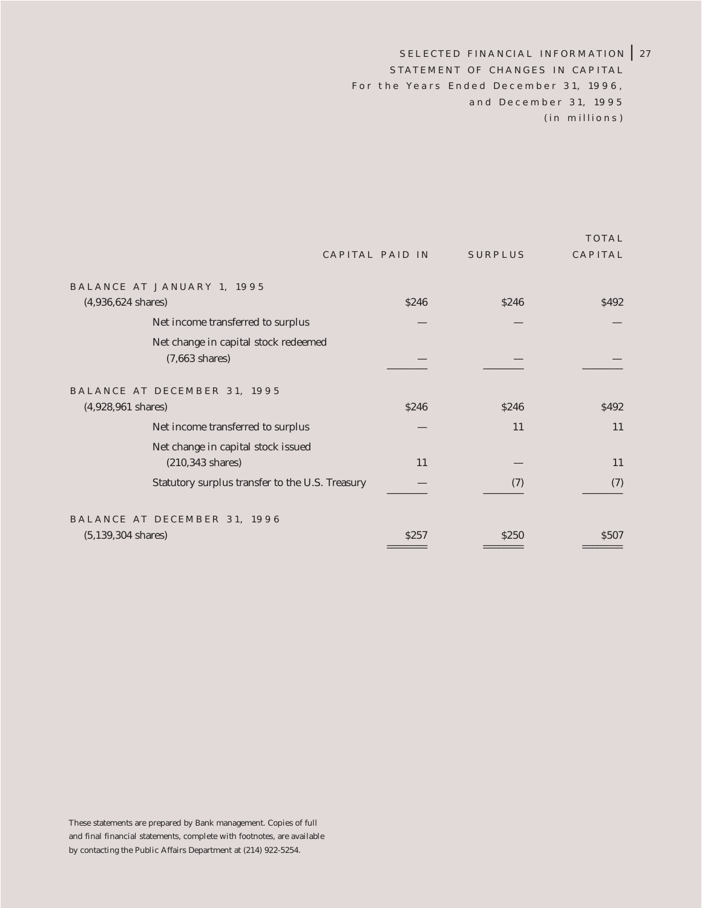## STATEMENT OF CHANGES IN CAPITAL

For the Years Ended December 31, 1996, and December 31, 1995

(in millions)

| | CAPITAL PAID IN | SURPLUS | TOTAL CAPITAL |
|---|---|---|---|
| BALANCE AT JANUARY 1, 1995 (4,936,624 shares) | $246 | $246 | $492 |
| Net income transferred to surplus | — | — | — |
| Net change in capital stock redeemed (7,663 shares) | — | — | — |
| BALANCE AT DECEMBER 31, 1995 (4,928,961 shares) | $246 | $246 | $492 |
| Net income transferred to surplus | — | 11 | 11 |
| Net change in capital stock issued (210,343 shares) | 11 | — | 11 |
| Statutory surplus transfer to the U.S. Treasury | — | (7) | (7) |
| BALANCE AT DECEMBER 31, 1996 (5,139,304 shares) | $257 | $250 | $507 |

These statements are prepared by Bank management. Copies of full and final financial statements, complete with footnotes, are available by contacting the Public Affairs Department at (214) 922-5254.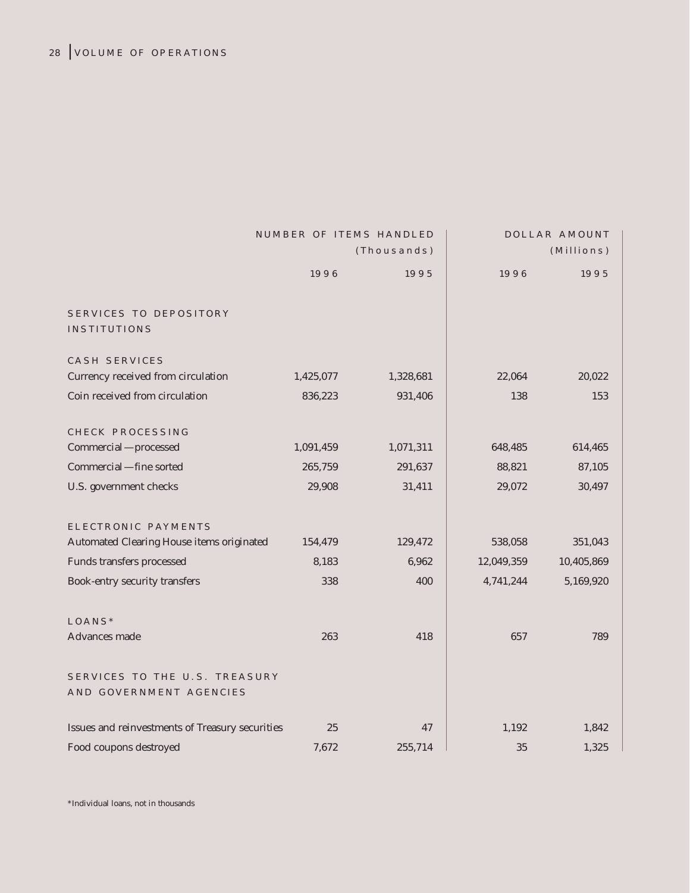# VOLUME OF OPERATIONS

| | NUMBER OF ITEMS HANDLED (Thousands) | | DOLLAR AMOUNT (Millions) | |
|---|---|---|---|---|
| | 1996 | 1995 | 1996 | 1995 |
| **SERVICES TO DEPOSITORY INSTITUTIONS** | | | | |
| **CASH SERVICES** | | | | |
| Currency received from circulation | 1,425,077 | 1,328,681 | 22,064 | 20,022 |
| Coin received from circulation | 836,223 | 931,406 | 138 | 153 |
| **CHECK PROCESSING** | | | | |
| Commercial — processed | 1,091,459 | 1,071,311 | 648,485 | 614,465 |
| Commercial — fine sorted | 265,759 | 291,637 | 88,821 | 87,105 |
| U.S. government checks | 29,908 | 31,411 | 29,072 | 30,497 |
| **ELECTRONIC PAYMENTS** | | | | |
| Automated Clearing House items originated | 154,479 | 129,472 | 538,058 | 351,043 |
| Funds transfers processed | 8,183 | 6,962 | 12,049,359 | 10,405,869 |
| Book-entry security transfers | 338 | 400 | 4,741,244 | 5,169,920 |
| **LOANS*** | | | | |
| Advances made | 263 | 418 | 657 | 789 |
| **SERVICES TO THE U.S. TREASURY AND GOVERNMENT AGENCIES** | | | | |
| Issues and reinvestments of Treasury securities | 25 | 47 | 1,192 | 1,842 |
| Food coupons destroyed | 7,672 | 255,714 | 35 | 1,325 |

*Individual loans, not in thousands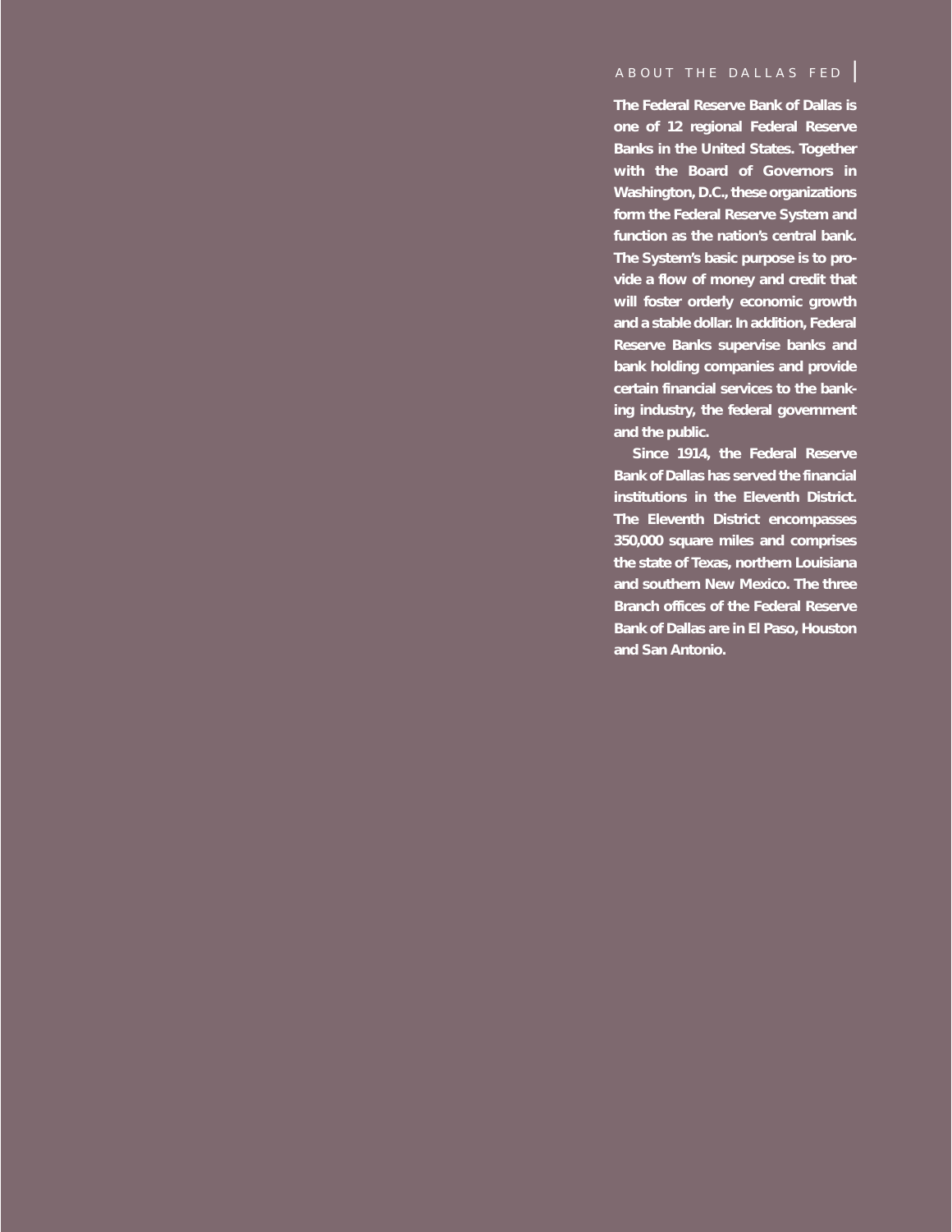## ABOUT THE DALLAS FED

**The Federal Reserve Bank of Dallas is one of 12 regional Federal Reserve Banks in the United States. Together with the Board of Governors in Washington, D.C., these organizations form the Federal Reserve System and function as the nation's central bank. The System's basic purpose is to provide a flow of money and credit that will foster orderly economic growth and a stable dollar. In addition, Federal Reserve Banks supervise banks and bank holding companies and provide certain financial services to the banking industry, the federal government and the public.**

**Since 1914, the Federal Reserve Bank of Dallas has served the financial institutions in the Eleventh District. The Eleventh District encompasses 350,000 square miles and comprises the state of Texas, northern Louisiana and southern New Mexico. The three Branch offices of the Federal Reserve Bank of Dallas are in El Paso, Houston and San Antonio.**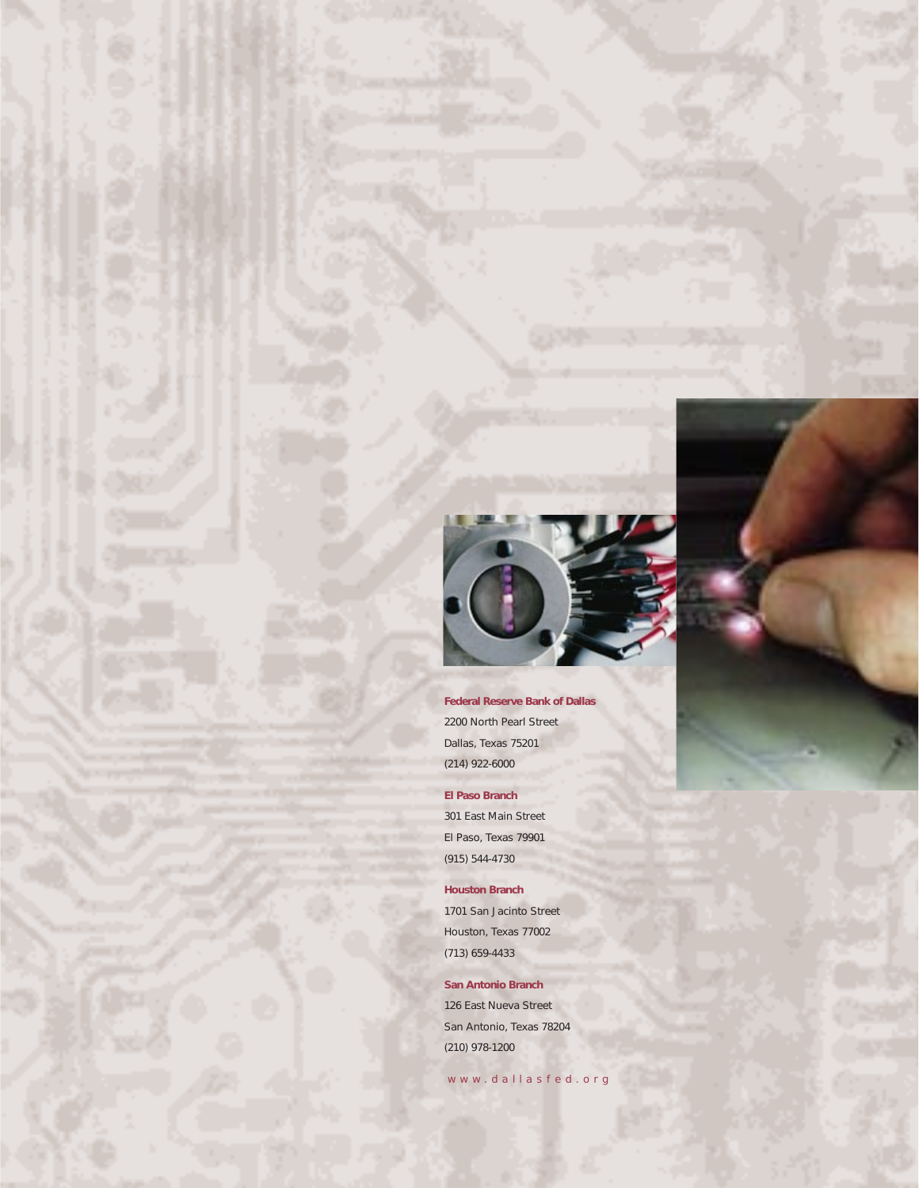**Federal Reserve Bank of Dallas**

2200 North Pearl Street

Dallas, Texas 75201

(214) 922-6000

**El Paso Branch**

301 East Main Street

El Paso, Texas 79901

(915) 544-4730

**Houston Branch**

1701 San Jacinto Street

Houston, Texas 77002

(713) 659-4433

**San Antonio Branch**

126 East Nueva Street

San Antonio, Texas 78204

(210) 978-1200

www.dallasfed.org